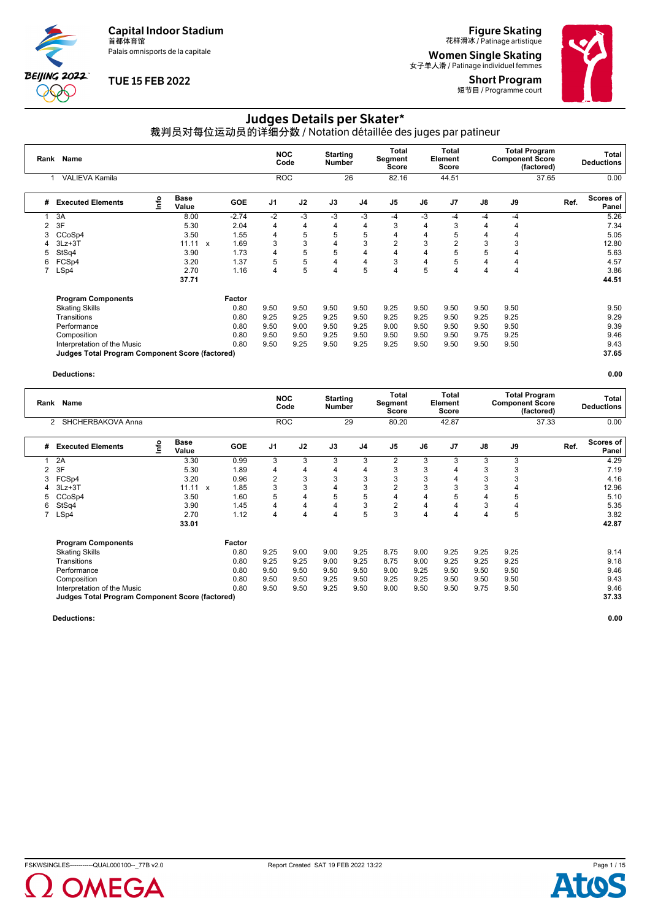Capital Indoor Stadium
首都体育馆
Palais omnisports de la capitale

TUE 15 FEB 2022

Figure Skating
花样滑冰 / Patinage artistique

Women Single Skating
女子单人滑 / Patinage individuel femmes

Short Program
短节目 / Programme court

# Judges Details per Skater*

## 裁判员对每位运动员的详细分数 / Notation détaillée des juges par patineur

| Rank | Name | NOC Code | Starting Number | Total Segment Score | Total Element Score | Total Program Component Score (factored) | Total Deductions |
|---|---|---|---|---|---|---|---|
| 1 | VALIEVA Kamila | ROC | 26 | 82.16 | 44.51 | 37.65 | 0.00 |

| # | Executed Elements | Info | Base Value | | GOE | J1 | J2 | J3 | J4 | J5 | J6 | J7 | J8 | J9 | Ref. | Scores of Panel |
|---|---|---|---|---|---|---|---|---|---|---|---|---|---|---|---|---|
| 1 | 3A | | 8.00 | | -2.74 | -2 | -3 | -3 | -3 | -4 | -3 | -4 | -4 | -4 | | 5.26 |
| 2 | 3F | | 5.30 | | 2.04 | 4 | 4 | 4 | 4 | 3 | 4 | 3 | 4 | 4 | | 7.34 |
| 3 | CCoSp4 | | 3.50 | | 1.55 | 4 | 5 | 5 | 5 | 4 | 4 | 5 | 4 | 4 | | 5.05 |
| 4 | 3Lz+3T | | 11.11 | x | 1.69 | 3 | 3 | 4 | 3 | 2 | 3 | 2 | 3 | 3 | | 12.80 |
| 5 | StSq4 | | 3.90 | | 1.73 | 4 | 5 | 5 | 4 | 4 | 4 | 5 | 5 | 4 | | 5.63 |
| 6 | FCSp4 | | 3.20 | | 1.37 | 5 | 5 | 4 | 4 | 3 | 4 | 5 | 4 | 4 | | 4.57 |
| 7 | LSp4 | | 2.70 | | 1.16 | 4 | 5 | 4 | 5 | 4 | 5 | 4 | 4 | 4 | | 3.86 |
| | | | 37.71 | | | | | | | | | | | | | 44.51 |

| Program Components | Factor | J1 | J2 | J3 | J4 | J5 | J6 | J7 | J8 | J9 | | |
|---|---|---|---|---|---|---|---|---|---|---|---|---|
| Skating Skills | 0.80 | 9.50 | 9.50 | 9.50 | 9.50 | 9.25 | 9.50 | 9.50 | 9.50 | 9.50 | | 9.50 |
| Transitions | 0.80 | 9.25 | 9.25 | 9.25 | 9.50 | 9.25 | 9.25 | 9.50 | 9.25 | 9.25 | | 9.29 |
| Performance | 0.80 | 9.50 | 9.00 | 9.50 | 9.25 | 9.00 | 9.50 | 9.50 | 9.50 | 9.50 | | 9.39 |
| Composition | 0.80 | 9.50 | 9.50 | 9.25 | 9.50 | 9.50 | 9.50 | 9.50 | 9.75 | 9.25 | | 9.46 |
| Interpretation of the Music | 0.80 | 9.50 | 9.25 | 9.50 | 9.25 | 9.25 | 9.50 | 9.50 | 9.50 | 9.50 | | 9.43 |
| **Judges Total Program Component Score (factored)** | | | | | | | | | | | | **37.65** |

**Deductions:** **0.00**

| Rank | Name | NOC Code | Starting Number | Total Segment Score | Total Element Score | Total Program Component Score (factored) | Total Deductions |
|---|---|---|---|---|---|---|---|
| 2 | SHCHERBAKOVA Anna | ROC | 29 | 80.20 | 42.87 | 37.33 | 0.00 |

| # | Executed Elements | Info | Base Value | | GOE | J1 | J2 | J3 | J4 | J5 | J6 | J7 | J8 | J9 | Ref. | Scores of Panel |
|---|---|---|---|---|---|---|---|---|---|---|---|---|---|---|---|---|
| 1 | 2A | | 3.30 | | 0.99 | 3 | 3 | 3 | 3 | 2 | 3 | 3 | 3 | 3 | | 4.29 |
| 2 | 3F | | 5.30 | | 1.89 | 4 | 4 | 4 | 4 | 3 | 3 | 4 | 3 | 3 | | 7.19 |
| 3 | FCSp4 | | 3.20 | | 0.96 | 2 | 3 | 3 | 3 | 3 | 3 | 4 | 3 | 3 | | 4.16 |
| 4 | 3Lz+3T | | 11.11 | x | 1.85 | 3 | 3 | 4 | 3 | 2 | 3 | 3 | 3 | 4 | | 12.96 |
| 5 | CCoSp4 | | 3.50 | | 1.60 | 5 | 4 | 5 | 5 | 4 | 4 | 5 | 4 | 5 | | 5.10 |
| 6 | StSq4 | | 3.90 | | 1.45 | 4 | 4 | 4 | 3 | 2 | 4 | 4 | 3 | 4 | | 5.35 |
| 7 | LSp4 | | 2.70 | | 1.12 | 4 | 4 | 4 | 5 | 3 | 4 | 4 | 4 | 5 | | 3.82 |
| | | | 33.01 | | | | | | | | | | | | | 42.87 |

| Program Components | Factor | J1 | J2 | J3 | J4 | J5 | J6 | J7 | J8 | J9 | | |
|---|---|---|---|---|---|---|---|---|---|---|---|---|
| Skating Skills | 0.80 | 9.25 | 9.00 | 9.00 | 9.25 | 8.75 | 9.00 | 9.25 | 9.25 | 9.25 | | 9.14 |
| Transitions | 0.80 | 9.25 | 9.25 | 9.00 | 9.25 | 8.75 | 9.00 | 9.25 | 9.25 | 9.25 | | 9.18 |
| Performance | 0.80 | 9.50 | 9.50 | 9.50 | 9.50 | 9.00 | 9.25 | 9.50 | 9.50 | 9.50 | | 9.46 |
| Composition | 0.80 | 9.50 | 9.50 | 9.25 | 9.50 | 9.25 | 9.25 | 9.50 | 9.50 | 9.50 | | 9.43 |
| Interpretation of the Music | 0.80 | 9.50 | 9.50 | 9.25 | 9.50 | 9.00 | 9.50 | 9.50 | 9.75 | 9.50 | | 9.46 |
| **Judges Total Program Component Score (factored)** | | | | | | | | | | | | **37.33** |

**Deductions:** **0.00**

FSKWSINGLES-----------QUAL000100--_77B v2.0 Report Created SAT 19 FEB 2022 13:22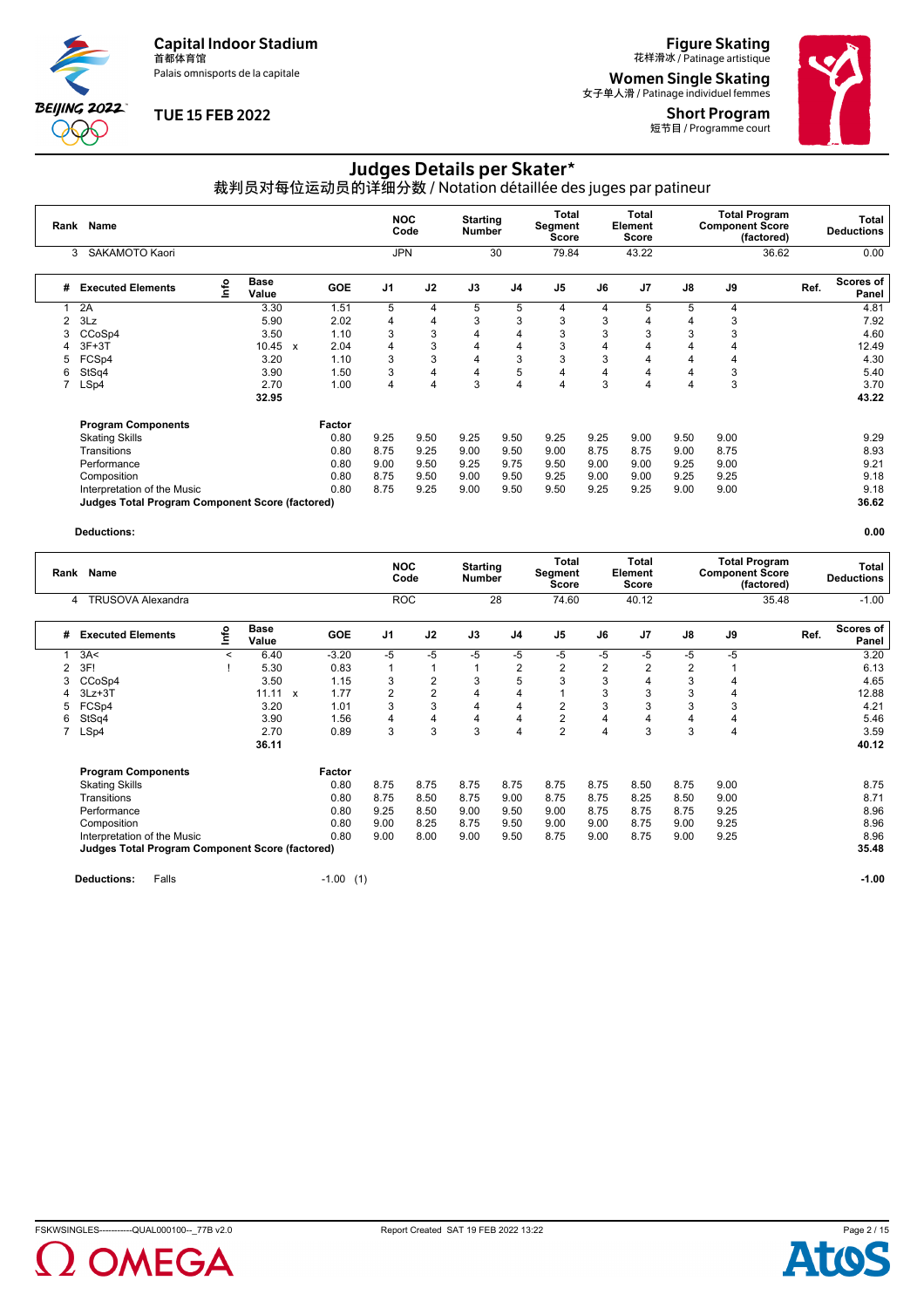Capital Indoor Stadium
首都体育馆
Palais omnisports de la capitale

TUE 15 FEB 2022

Figure Skating
花样滑冰 / Patinage artistique

Women Single Skating
女子单人滑 / Patinage individuel femmes

Short Program
短节目 / Programme court

# Judges Details per Skater*

## 裁判员对每位运动员的详细分数 / Notation détaillée des juges par patineur

| Rank | Name | NOC Code | Starting Number | Total Segment Score | Total Element Score | Total Program Component Score (factored) | Total Deductions |
|---|---|---|---|---|---|---|---|
| 3 | SAKAMOTO Kaori | JPN | 30 | 79.84 | 43.22 | 36.62 | 0.00 |

| # | Executed Elements | Info | Base Value | | GOE | J1 | J2 | J3 | J4 | J5 | J6 | J7 | J8 | J9 | Ref. | Scores of Panel |
|---|---|---|---|---|---|---|---|---|---|---|---|---|---|---|---|---|
| 1 | 2A | | 3.30 | | 1.51 | 5 | 4 | 5 | 5 | 4 | 4 | 5 | 5 | 4 | | 4.81 |
| 2 | 3Lz | | 5.90 | | 2.02 | 4 | 4 | 3 | 3 | 3 | 3 | 4 | 4 | 3 | | 7.92 |
| 3 | CCoSp4 | | 3.50 | | 1.10 | 3 | 3 | 4 | 4 | 3 | 3 | 3 | 3 | 3 | | 4.60 |
| 4 | 3F+3T | | 10.45 | x | 2.04 | 4 | 3 | 4 | 4 | 3 | 4 | 4 | 4 | 4 | | 12.49 |
| 5 | FCSp4 | | 3.20 | | 1.10 | 3 | 3 | 4 | 3 | 3 | 3 | 4 | 4 | 4 | | 4.30 |
| 6 | StSq4 | | 3.90 | | 1.50 | 3 | 4 | 4 | 5 | 4 | 4 | 4 | 4 | 3 | | 5.40 |
| 7 | LSp4 | | 2.70 | | 1.00 | 4 | 4 | 3 | 4 | 4 | 3 | 4 | 4 | 3 | | 3.70 |
| | | | 32.95 | | | | | | | | | | | | | 43.22 |

| Program Components | Factor | J1 | J2 | J3 | J4 | J5 | J6 | J7 | J8 | J9 | Scores of Panel |
|---|---|---|---|---|---|---|---|---|---|---|---|
| Skating Skills | 0.80 | 9.25 | 9.50 | 9.25 | 9.50 | 9.25 | 9.25 | 9.00 | 9.50 | 9.00 | 9.29 |
| Transitions | 0.80 | 8.75 | 9.25 | 9.00 | 9.50 | 9.00 | 8.75 | 8.75 | 9.00 | 8.75 | 8.93 |
| Performance | 0.80 | 9.00 | 9.50 | 9.25 | 9.75 | 9.50 | 9.00 | 9.00 | 9.25 | 9.00 | 9.21 |
| Composition | 0.80 | 8.75 | 9.50 | 9.00 | 9.50 | 9.25 | 9.00 | 9.00 | 9.25 | 9.25 | 9.18 |
| Interpretation of the Music | 0.80 | 8.75 | 9.25 | 9.00 | 9.50 | 9.50 | 9.25 | 9.25 | 9.00 | 9.00 | 9.18 |
| **Judges Total Program Component Score (factored)** | | | | | | | | | | | **36.62** |

**Deductions:** **0.00**

| Rank | Name | NOC Code | Starting Number | Total Segment Score | Total Element Score | Total Program Component Score (factored) | Total Deductions |
|---|---|---|---|---|---|---|---|
| 4 | TRUSOVA Alexandra | ROC | 28 | 74.60 | 40.12 | 35.48 | -1.00 |

| # | Executed Elements | Info | Base Value | | GOE | J1 | J2 | J3 | J4 | J5 | J6 | J7 | J8 | J9 | Ref. | Scores of Panel |
|---|---|---|---|---|---|---|---|---|---|---|---|---|---|---|---|---|
| 1 | 3A< | < | 6.40 | | -3.20 | -5 | -5 | -5 | -5 | -5 | -5 | -5 | -5 | -5 | | 3.20 |
| 2 | 3F! | ! | 5.30 | | 0.83 | 1 | 1 | 1 | 2 | 2 | 2 | 2 | 2 | 1 | | 6.13 |
| 3 | CCoSp4 | | 3.50 | | 1.15 | 3 | 2 | 3 | 5 | 3 | 3 | 4 | 3 | 4 | | 4.65 |
| 4 | 3Lz+3T | | 11.11 | x | 1.77 | 2 | 2 | 4 | 4 | 1 | 3 | 3 | 3 | 4 | | 12.88 |
| 5 | FCSp4 | | 3.20 | | 1.01 | 3 | 3 | 4 | 4 | 2 | 3 | 3 | 3 | 3 | | 4.21 |
| 6 | StSq4 | | 3.90 | | 1.56 | 4 | 4 | 4 | 4 | 2 | 4 | 4 | 4 | 4 | | 5.46 |
| 7 | LSp4 | | 2.70 | | 0.89 | 3 | 3 | 3 | 4 | 2 | 4 | 3 | 3 | 4 | | 3.59 |
| | | | 36.11 | | | | | | | | | | | | | 40.12 |

| Program Components | Factor | J1 | J2 | J3 | J4 | J5 | J6 | J7 | J8 | J9 | Scores of Panel |
|---|---|---|---|---|---|---|---|---|---|---|---|
| Skating Skills | 0.80 | 8.75 | 8.75 | 8.75 | 8.75 | 8.75 | 8.75 | 8.50 | 8.75 | 9.00 | 8.75 |
| Transitions | 0.80 | 8.75 | 8.50 | 8.75 | 9.00 | 8.75 | 8.75 | 8.25 | 8.50 | 9.00 | 8.71 |
| Performance | 0.80 | 9.25 | 8.50 | 9.00 | 9.50 | 9.00 | 8.75 | 8.75 | 8.75 | 9.25 | 8.96 |
| Composition | 0.80 | 9.00 | 8.25 | 8.75 | 9.50 | 9.00 | 9.00 | 8.75 | 9.00 | 9.25 | 8.96 |
| Interpretation of the Music | 0.80 | 9.00 | 8.00 | 9.00 | 9.50 | 8.75 | 9.00 | 8.75 | 9.00 | 9.25 | 8.96 |
| **Judges Total Program Component Score (factored)** | | | | | | | | | | | **35.48** |

**Deductions:** Falls -1.00 (1) **-1.00**

FSKWSINGLES-----------QUAL000100--_77B v2.0 Report Created SAT 19 FEB 2022 13:22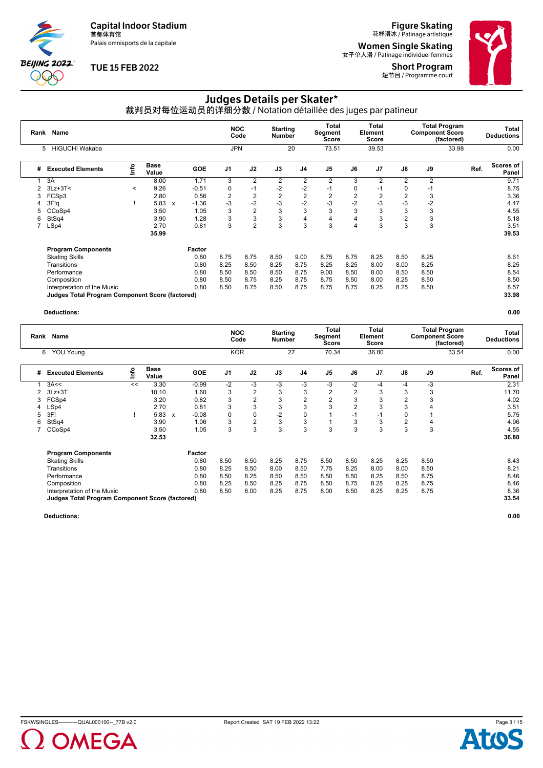Capital Indoor Stadium
首都体育馆
Palais omnisports de la capitale

TUE 15 FEB 2022

Figure Skating
花样滑冰 / Patinage artistique

Women Single Skating
女子单人滑 / Patinage individuel femmes

Short Program
短节目 / Programme court

# Judges Details per Skater*

## 裁判员对每位运动员的详细分数 / Notation détaillée des juges par patineur

| Rank | Name | NOC Code | Starting Number | Total Segment Score | Total Element Score | Total Program Component Score (factored) | Total Deductions |
|---|---|---|---|---|---|---|---|
| 5 | HIGUCHI Wakaba | JPN | 20 | 73.51 | 39.53 | 33.98 | 0.00 |

| # | Executed Elements | Info | Base Value | | GOE | J1 | J2 | J3 | J4 | J5 | J6 | J7 | J8 | J9 | Ref. | Scores of Panel |
|---|---|---|---|---|---|---|---|---|---|---|---|---|---|---|---|---|
| 1 | 3A | | 8.00 | | 1.71 | 3 | 2 | 2 | 2 | 2 | 3 | 2 | 2 | 2 | | 9.71 |
| 2 | 3Lz+3T< | < | 9.26 | | -0.51 | 0 | -1 | -2 | -2 | -1 | 0 | -1 | 0 | -1 | | 8.75 |
| 3 | FCSp3 | | 2.80 | | 0.56 | 2 | 2 | 2 | 2 | 2 | 2 | 2 | 2 | 3 | | 3.36 |
| 4 | 3F!q | ! | 5.83 | x | -1.36 | -3 | -2 | -3 | -2 | -3 | -2 | -3 | -3 | -2 | | 4.47 |
| 5 | CCoSp4 | | 3.50 | | 1.05 | 3 | 2 | 3 | 3 | 3 | 3 | 3 | 3 | 3 | | 4.55 |
| 6 | StSq4 | | 3.90 | | 1.28 | 3 | 3 | 3 | 4 | 4 | 4 | 3 | 2 | 3 | | 5.18 |
| 7 | LSp4 | | 2.70 | | 0.81 | 3 | 2 | 3 | 3 | 3 | 4 | 3 | 3 | 3 | | 3.51 |
| | | | 35.99 | | | | | | | | | | | | | 39.53 |

| Program Components | Factor | J1 | J2 | J3 | J4 | J5 | J6 | J7 | J8 | J9 | Scores of Panel |
|---|---|---|---|---|---|---|---|---|---|---|---|
| Skating Skills | 0.80 | 8.75 | 8.75 | 8.50 | 9.00 | 8.75 | 8.75 | 8.25 | 8.50 | 8.25 | 8.61 |
| Transitions | 0.80 | 8.25 | 8.50 | 8.25 | 8.75 | 8.25 | 8.25 | 8.00 | 8.00 | 8.25 | 8.25 |
| Performance | 0.80 | 8.50 | 8.50 | 8.50 | 8.75 | 9.00 | 8.50 | 8.00 | 8.50 | 8.50 | 8.54 |
| Composition | 0.80 | 8.50 | 8.75 | 8.25 | 8.75 | 8.75 | 8.50 | 8.00 | 8.25 | 8.50 | 8.50 |
| Interpretation of the Music | 0.80 | 8.50 | 8.75 | 8.50 | 8.75 | 8.75 | 8.75 | 8.25 | 8.25 | 8.50 | 8.57 |
| **Judges Total Program Component Score (factored)** | | | | | | | | | | | **33.98** |

**Deductions:** **0.00**

| Rank | Name | NOC Code | Starting Number | Total Segment Score | Total Element Score | Total Program Component Score (factored) | Total Deductions |
|---|---|---|---|---|---|---|---|
| 6 | YOU Young | KOR | 27 | 70.34 | 36.80 | 33.54 | 0.00 |

| # | Executed Elements | Info | Base Value | | GOE | J1 | J2 | J3 | J4 | J5 | J6 | J7 | J8 | J9 | Ref. | Scores of Panel |
|---|---|---|---|---|---|---|---|---|---|---|---|---|---|---|---|---|
| 1 | 3A<< | << | 3.30 | | -0.99 | -2 | -3 | -3 | -3 | -3 | -2 | -4 | -4 | -3 | | 2.31 |
| 2 | 3Lz+3T | | 10.10 | | 1.60 | 3 | 2 | 3 | 3 | 2 | 2 | 3 | 3 | 3 | | 11.70 |
| 3 | FCSp4 | | 3.20 | | 0.82 | 3 | 2 | 3 | 2 | 2 | 3 | 3 | 2 | 3 | | 4.02 |
| 4 | LSp4 | | 2.70 | | 0.81 | 3 | 3 | 3 | 3 | 3 | 2 | 3 | 3 | 4 | | 3.51 |
| 5 | 3F! | ! | 5.83 | x | -0.08 | 0 | 0 | -2 | 0 | 1 | -1 | -1 | 0 | 1 | | 5.75 |
| 6 | StSq4 | | 3.90 | | 1.06 | 3 | 2 | 3 | 3 | 1 | 3 | 3 | 2 | 4 | | 4.96 |
| 7 | CCoSp4 | | 3.50 | | 1.05 | 3 | 3 | 3 | 3 | 3 | 3 | 3 | 3 | 3 | | 4.55 |
| | | | 32.53 | | | | | | | | | | | | | 36.80 |

| Program Components | Factor | J1 | J2 | J3 | J4 | J5 | J6 | J7 | J8 | J9 | Scores of Panel |
|---|---|---|---|---|---|---|---|---|---|---|---|
| Skating Skills | 0.80 | 8.50 | 8.50 | 8.25 | 8.75 | 8.50 | 8.50 | 8.25 | 8.25 | 8.50 | 8.43 |
| Transitions | 0.80 | 8.25 | 8.50 | 8.00 | 8.50 | 7.75 | 8.25 | 8.00 | 8.00 | 8.50 | 8.21 |
| Performance | 0.80 | 8.50 | 8.25 | 8.50 | 8.50 | 8.50 | 8.50 | 8.25 | 8.50 | 8.75 | 8.46 |
| Composition | 0.80 | 8.25 | 8.50 | 8.25 | 8.75 | 8.50 | 8.75 | 8.25 | 8.25 | 8.75 | 8.46 |
| Interpretation of the Music | 0.80 | 8.50 | 8.00 | 8.25 | 8.75 | 8.00 | 8.50 | 8.25 | 8.25 | 8.75 | 8.36 |
| **Judges Total Program Component Score (factored)** | | | | | | | | | | | **33.54** |

**Deductions:** **0.00**

FSKWSINGLES-----------QUAL000100--_77B v2.0 Report Created SAT 19 FEB 2022 13:22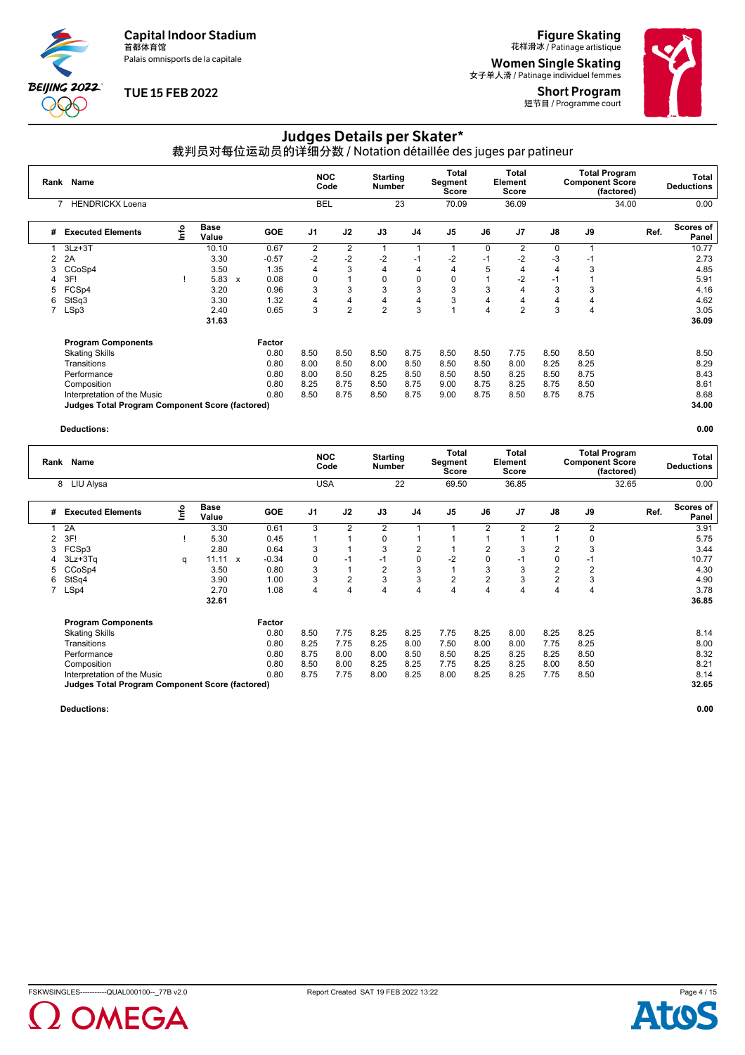Capital Indoor Stadium
首都体育馆
Palais omnisports de la capitale

TUE 15 FEB 2022

Figure Skating
花样滑冰 / Patinage artistique

Women Single Skating
女子单人滑 / Patinage individuel femmes

Short Program
短节目 / Programme court

# Judges Details per Skater*

裁判员对每位运动员的详细分数 / Notation détaillée des juges par patineur

| Rank | Name | NOC Code | Starting Number | Total Segment Score | Total Element Score | Total Program Component Score (factored) | Total Deductions |
|---|---|---|---|---|---|---|---|
| 7 | HENDRICKX Loena | BEL | 23 | 70.09 | 36.09 | 34.00 | 0.00 |

| # | Executed Elements | Info | Base Value | | GOE | J1 | J2 | J3 | J4 | J5 | J6 | J7 | J8 | J9 | Ref. | Scores of Panel |
|---|---|---|---|---|---|---|---|---|---|---|---|---|---|---|---|---|
| 1 | 3Lz+3T | | 10.10 | | 0.67 | 2 | 2 | 1 | 1 | 1 | 0 | 2 | 0 | 1 | | 10.77 |
| 2 | 2A | | 3.30 | | -0.57 | -2 | -2 | -2 | -1 | -2 | -1 | -2 | -3 | -1 | | 2.73 |
| 3 | CCoSp4 | | 3.50 | | 1.35 | 4 | 3 | 4 | 4 | 4 | 5 | 4 | 4 | 3 | | 4.85 |
| 4 | 3F! | ! | 5.83 | x | 0.08 | 0 | 1 | 0 | 0 | 0 | 1 | -2 | -1 | 1 | | 5.91 |
| 5 | FCSp4 | | 3.20 | | 0.96 | 3 | 3 | 3 | 3 | 3 | 3 | 4 | 3 | 3 | | 4.16 |
| 6 | StSq3 | | 3.30 | | 1.32 | 4 | 4 | 4 | 4 | 3 | 4 | 4 | 4 | 4 | | 4.62 |
| 7 | LSp3 | | 2.40 | | 0.65 | 3 | 2 | 2 | 3 | 1 | 4 | 2 | 3 | 4 | | 3.05 |
| | | | 31.63 | | | | | | | | | | | | | 36.09 |

| Program Components | Factor | J1 | J2 | J3 | J4 | J5 | J6 | J7 | J8 | J9 | | |
|---|---|---|---|---|---|---|---|---|---|---|---|---|
| Skating Skills | 0.80 | 8.50 | 8.50 | 8.50 | 8.75 | 8.50 | 8.50 | 7.75 | 8.50 | 8.50 | | 8.50 |
| Transitions | 0.80 | 8.00 | 8.50 | 8.00 | 8.50 | 8.50 | 8.50 | 8.00 | 8.25 | 8.25 | | 8.29 |
| Performance | 0.80 | 8.00 | 8.50 | 8.25 | 8.50 | 8.50 | 8.50 | 8.25 | 8.50 | 8.75 | | 8.43 |
| Composition | 0.80 | 8.25 | 8.75 | 8.50 | 8.75 | 9.00 | 8.75 | 8.25 | 8.75 | 8.50 | | 8.61 |
| Interpretation of the Music | 0.80 | 8.50 | 8.75 | 8.50 | 8.75 | 9.00 | 8.75 | 8.50 | 8.75 | 8.75 | | 8.68 |
| **Judges Total Program Component Score (factored)** | | | | | | | | | | | | **34.00** |

**Deductions:** **0.00**

| Rank | Name | NOC Code | Starting Number | Total Segment Score | Total Element Score | Total Program Component Score (factored) | Total Deductions |
|---|---|---|---|---|---|---|---|
| 8 | LIU Alysa | USA | 22 | 69.50 | 36.85 | 32.65 | 0.00 |

| # | Executed Elements | Info | Base Value | | GOE | J1 | J2 | J3 | J4 | J5 | J6 | J7 | J8 | J9 | Ref. | Scores of Panel |
|---|---|---|---|---|---|---|---|---|---|---|---|---|---|---|---|---|
| 1 | 2A | | 3.30 | | 0.61 | 3 | 2 | 2 | 1 | 1 | 2 | 2 | 2 | 2 | | 3.91 |
| 2 | 3F! | ! | 5.30 | | 0.45 | 1 | 1 | 0 | 1 | 1 | 1 | 1 | 1 | 0 | | 5.75 |
| 3 | FCSp3 | | 2.80 | | 0.64 | 3 | 1 | 3 | 2 | 1 | 2 | 3 | 2 | 3 | | 3.44 |
| 4 | 3Lz+3Tq | q | 11.11 | x | -0.34 | 0 | -1 | -1 | 0 | -2 | 0 | -1 | 0 | -1 | | 10.77 |
| 5 | CCoSp4 | | 3.50 | | 0.80 | 3 | 1 | 2 | 3 | 1 | 3 | 3 | 2 | 2 | | 4.30 |
| 6 | StSq4 | | 3.90 | | 1.00 | 3 | 2 | 3 | 3 | 2 | 2 | 3 | 2 | 3 | | 4.90 |
| 7 | LSp4 | | 2.70 | | 1.08 | 4 | 4 | 4 | 4 | 4 | 4 | 4 | 4 | 4 | | 3.78 |
| | | | 32.61 | | | | | | | | | | | | | 36.85 |

| Program Components | Factor | J1 | J2 | J3 | J4 | J5 | J6 | J7 | J8 | J9 | | |
|---|---|---|---|---|---|---|---|---|---|---|---|---|
| Skating Skills | 0.80 | 8.50 | 7.75 | 8.25 | 8.25 | 7.75 | 8.25 | 8.00 | 8.25 | 8.25 | | 8.14 |
| Transitions | 0.80 | 8.25 | 7.75 | 8.25 | 8.00 | 7.50 | 8.00 | 8.00 | 7.75 | 8.25 | | 8.00 |
| Performance | 0.80 | 8.75 | 8.00 | 8.00 | 8.50 | 8.50 | 8.25 | 8.25 | 8.25 | 8.50 | | 8.32 |
| Composition | 0.80 | 8.50 | 8.00 | 8.25 | 8.25 | 7.75 | 8.25 | 8.25 | 8.00 | 8.50 | | 8.21 |
| Interpretation of the Music | 0.80 | 8.75 | 7.75 | 8.00 | 8.25 | 8.00 | 8.25 | 8.25 | 7.75 | 8.50 | | 8.14 |
| **Judges Total Program Component Score (factored)** | | | | | | | | | | | | **32.65** |

**Deductions:** **0.00**

FSKWSINGLES-----------QUAL000100--_77B v2.0 Report Created SAT 19 FEB 2022 13:22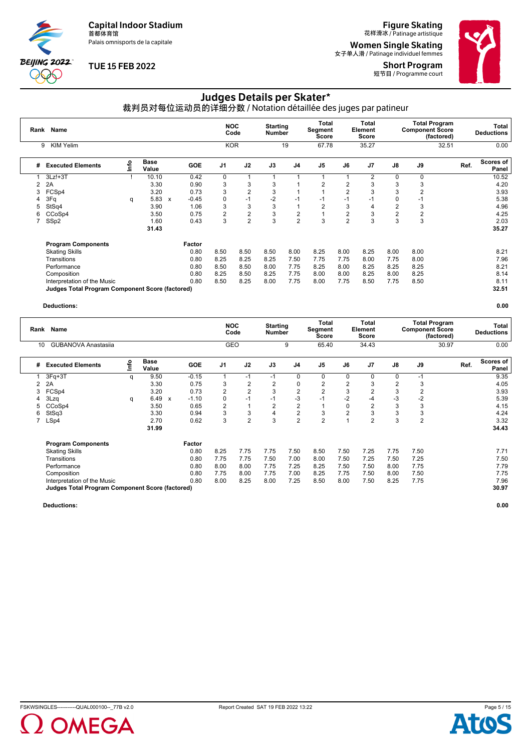Capital Indoor Stadium
首都体育馆
Palais omnisports de la capitale

TUE 15 FEB 2022

Figure Skating
花样滑冰 / Patinage artistique

Women Single Skating
女子单人滑 / Patinage individuel femmes

Short Program
短节目 / Programme court

# Judges Details per Skater*

## 裁判员对每位运动员的详细分数 / Notation détaillée des juges par patineur

| Rank | Name | NOC Code | Starting Number | Total Segment Score | Total Element Score | Total Program Component Score (factored) | Total Deductions |
|---|---|---|---|---|---|---|---|
| 9 | KIM Yelim | KOR | 19 | 67.78 | 35.27 | 32.51 | 0.00 |

| # | Executed Elements | Info | Base Value | | GOE | J1 | J2 | J3 | J4 | J5 | J6 | J7 | J8 | J9 | Ref. | Scores of Panel |
|---|---|---|---|---|---|---|---|---|---|---|---|---|---|---|---|---|
| 1 | 3Lz!+3T | ! | 10.10 | | 0.42 | 0 | 1 | 1 | 1 | 1 | 1 | 2 | 0 | 0 | | 10.52 |
| 2 | 2A | | 3.30 | | 0.90 | 3 | 3 | 3 | 1 | 2 | 2 | 3 | 3 | 3 | | 4.20 |
| 3 | FCSp4 | | 3.20 | | 0.73 | 3 | 2 | 3 | 1 | 1 | 2 | 3 | 3 | 2 | | 3.93 |
| 4 | 3Fq | q | 5.83 | x | -0.45 | 0 | -1 | -2 | -1 | -1 | -1 | -1 | 0 | -1 | | 5.38 |
| 5 | StSq4 | | 3.90 | | 1.06 | 3 | 3 | 3 | 1 | 2 | 3 | 4 | 2 | 3 | | 4.96 |
| 6 | CCoSp4 | | 3.50 | | 0.75 | 2 | 2 | 3 | 2 | 1 | 2 | 3 | 2 | 2 | | 4.25 |
| 7 | SSp2 | | 1.60 | | 0.43 | 3 | 2 | 3 | 2 | 3 | 2 | 3 | 3 | 3 | | 2.03 |
| | | | 31.43 | | | | | | | | | | | | | 35.27 |

| Program Components | Factor | J1 | J2 | J3 | J4 | J5 | J6 | J7 | J8 | J9 | Scores of Panel |
|---|---|---|---|---|---|---|---|---|---|---|---|
| Skating Skills | 0.80 | 8.50 | 8.50 | 8.50 | 8.00 | 8.25 | 8.00 | 8.25 | 8.00 | 8.00 | 8.21 |
| Transitions | 0.80 | 8.25 | 8.25 | 8.25 | 7.50 | 7.75 | 7.75 | 8.00 | 7.75 | 8.00 | 7.96 |
| Performance | 0.80 | 8.50 | 8.50 | 8.00 | 7.75 | 8.25 | 8.00 | 8.25 | 8.25 | 8.25 | 8.21 |
| Composition | 0.80 | 8.25 | 8.50 | 8.25 | 7.75 | 8.00 | 8.00 | 8.25 | 8.00 | 8.25 | 8.14 |
| Interpretation of the Music | 0.80 | 8.50 | 8.25 | 8.00 | 7.75 | 8.00 | 7.75 | 8.50 | 7.75 | 8.50 | 8.11 |
| **Judges Total Program Component Score (factored)** | | | | | | | | | | | **32.51** |

**Deductions:** **0.00**

| Rank | Name | NOC Code | Starting Number | Total Segment Score | Total Element Score | Total Program Component Score (factored) | Total Deductions |
|---|---|---|---|---|---|---|---|
| 10 | GUBANOVA Anastasiia | GEO | 9 | 65.40 | 34.43 | 30.97 | 0.00 |

| # | Executed Elements | Info | Base Value | | GOE | J1 | J2 | J3 | J4 | J5 | J6 | J7 | J8 | J9 | Ref. | Scores of Panel |
|---|---|---|---|---|---|---|---|---|---|---|---|---|---|---|---|---|
| 1 | 3Fq+3T | q | 9.50 | | -0.15 | 1 | -1 | -1 | 0 | 0 | 0 | 0 | 0 | -1 | | 9.35 |
| 2 | 2A | | 3.30 | | 0.75 | 3 | 2 | 2 | 0 | 2 | 2 | 3 | 2 | 3 | | 4.05 |
| 3 | FCSp4 | | 3.20 | | 0.73 | 2 | 2 | 3 | 2 | 2 | 3 | 2 | 3 | 2 | | 3.93 |
| 4 | 3Lzq | q | 6.49 | x | -1.10 | 0 | -1 | -1 | -3 | -1 | -2 | -4 | -3 | -2 | | 5.39 |
| 5 | CCoSp4 | | 3.50 | | 0.65 | 2 | 1 | 2 | 2 | 1 | 0 | 2 | 3 | 3 | | 4.15 |
| 6 | StSq3 | | 3.30 | | 0.94 | 3 | 3 | 4 | 2 | 3 | 2 | 3 | 3 | 3 | | 4.24 |
| 7 | LSp4 | | 2.70 | | 0.62 | 3 | 2 | 3 | 2 | 2 | 1 | 2 | 3 | 2 | | 3.32 |
| | | | 31.99 | | | | | | | | | | | | | 34.43 |

| Program Components | Factor | J1 | J2 | J3 | J4 | J5 | J6 | J7 | J8 | J9 | Scores of Panel |
|---|---|---|---|---|---|---|---|---|---|---|---|
| Skating Skills | 0.80 | 8.25 | 7.75 | 7.75 | 7.50 | 8.50 | 7.50 | 7.25 | 7.75 | 7.50 | 7.71 |
| Transitions | 0.80 | 7.75 | 7.75 | 7.50 | 7.00 | 8.00 | 7.50 | 7.25 | 7.50 | 7.25 | 7.50 |
| Performance | 0.80 | 8.00 | 8.00 | 7.75 | 7.25 | 8.25 | 7.50 | 7.50 | 8.00 | 7.75 | 7.79 |
| Composition | 0.80 | 7.75 | 8.00 | 7.75 | 7.00 | 8.25 | 7.75 | 7.50 | 8.00 | 7.50 | 7.75 |
| Interpretation of the Music | 0.80 | 8.00 | 8.25 | 8.00 | 7.25 | 8.50 | 8.00 | 7.50 | 8.25 | 7.75 | 7.96 |
| **Judges Total Program Component Score (factored)** | | | | | | | | | | | **30.97** |

**Deductions:** **0.00**

FSKWSINGLES-----------QUAL000100--_77B v2.0 Report Created SAT 19 FEB 2022 13:22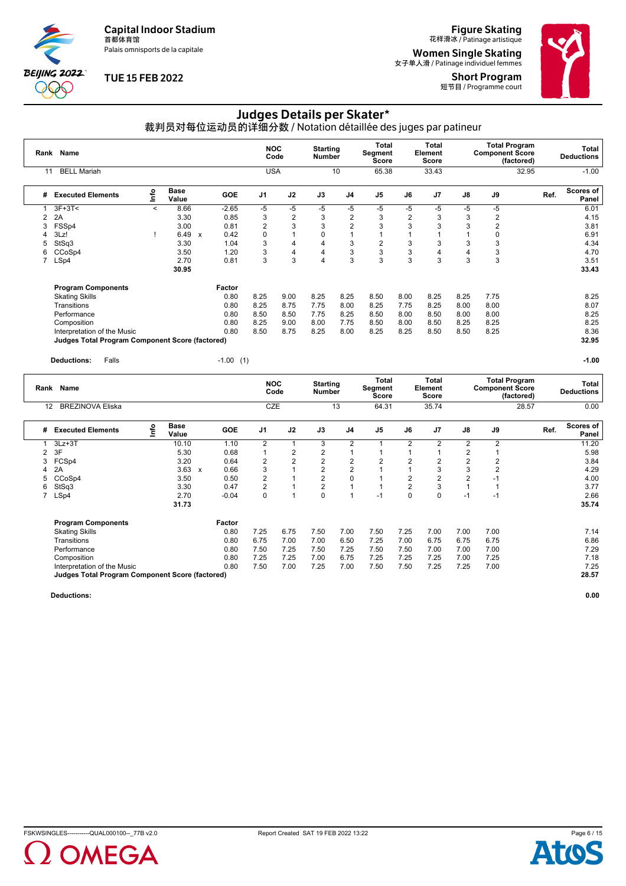# Judges Details per Skater*

裁判员对每位运动员的详细分数 / Notation détaillée des juges par patineur

| Rank | Name | NOC Code | Starting Number | Total Segment Score | Total Element Score | Total Program Component Score (factored) | Total Deductions |
|---|---|---|---|---|---|---|---|
| 11 | BELL Mariah | USA | 10 | 65.38 | 33.43 | 32.95 | -1.00 |

| # | Executed Elements | Info | Base Value | | GOE | J1 | J2 | J3 | J4 | J5 | J6 | J7 | J8 | J9 | Ref. | Scores of Panel |
|---|---|---|---|---|---|---|---|---|---|---|---|---|---|---|---|---|
| 1 | 3F+3T< | < | 8.66 | | -2.65 | -5 | -5 | -5 | -5 | -5 | -5 | -5 | -5 | -5 | | 6.01 |
| 2 | 2A | | 3.30 | | 0.85 | 3 | 2 | 3 | 2 | 3 | 2 | 3 | 3 | 2 | | 4.15 |
| 3 | FSSp4 | | 3.00 | | 0.81 | 2 | 3 | 3 | 2 | 3 | 3 | 3 | 3 | 2 | | 3.81 |
| 4 | 3Lz! | ! | 6.49 | x | 0.42 | 0 | 1 | 0 | 1 | 1 | 1 | 1 | 1 | 0 | | 6.91 |
| 5 | StSq3 | | 3.30 | | 1.04 | 3 | 4 | 4 | 3 | 2 | 3 | 3 | 3 | 3 | | 4.34 |
| 6 | CCoSp4 | | 3.50 | | 1.20 | 3 | 4 | 4 | 3 | 3 | 3 | 4 | 4 | 3 | | 4.70 |
| 7 | LSp4 | | 2.70 | | 0.81 | 3 | 3 | 4 | 3 | 3 | 3 | 3 | 3 | 3 | | 3.51 |
| | | | 30.95 | | | | | | | | | | | | | 33.43 |

| Program Components | Factor | J1 | J2 | J3 | J4 | J5 | J6 | J7 | J8 | J9 | Scores of Panel |
|---|---|---|---|---|---|---|---|---|---|---|---|
| Skating Skills | 0.80 | 8.25 | 9.00 | 8.25 | 8.25 | 8.50 | 8.00 | 8.25 | 8.25 | 7.75 | 8.25 |
| Transitions | 0.80 | 8.25 | 8.75 | 7.75 | 8.00 | 8.25 | 7.75 | 8.25 | 8.00 | 8.00 | 8.07 |
| Performance | 0.80 | 8.50 | 8.50 | 7.75 | 8.25 | 8.50 | 8.00 | 8.50 | 8.00 | 8.00 | 8.25 |
| Composition | 0.80 | 8.25 | 9.00 | 8.00 | 7.75 | 8.50 | 8.00 | 8.50 | 8.25 | 8.25 | 8.25 |
| Interpretation of the Music | 0.80 | 8.50 | 8.75 | 8.25 | 8.00 | 8.25 | 8.25 | 8.50 | 8.50 | 8.25 | 8.36 |
| **Judges Total Program Component Score (factored)** | | | | | | | | | | | **32.95** |

**Deductions:** Falls -1.00 (1) **-1.00**

| Rank | Name | NOC Code | Starting Number | Total Segment Score | Total Element Score | Total Program Component Score (factored) | Total Deductions |
|---|---|---|---|---|---|---|---|
| 12 | BREZINOVA Eliska | CZE | 13 | 64.31 | 35.74 | 28.57 | 0.00 |

| # | Executed Elements | Info | Base Value | | GOE | J1 | J2 | J3 | J4 | J5 | J6 | J7 | J8 | J9 | Ref. | Scores of Panel |
|---|---|---|---|---|---|---|---|---|---|---|---|---|---|---|---|---|
| 1 | 3Lz+3T | | 10.10 | | 1.10 | 2 | 1 | 3 | 2 | 1 | 2 | 2 | 2 | 2 | | 11.20 |
| 2 | 3F | | 5.30 | | 0.68 | 1 | 2 | 2 | 1 | 1 | 1 | 1 | 2 | 1 | | 5.98 |
| 3 | FCSp4 | | 3.20 | | 0.64 | 2 | 2 | 2 | 2 | 2 | 2 | 2 | 2 | 2 | | 3.84 |
| 4 | 2A | | 3.63 | x | 0.66 | 3 | 1 | 2 | 2 | 1 | 1 | 3 | 3 | 2 | | 4.29 |
| 5 | CCoSp4 | | 3.50 | | 0.50 | 2 | 1 | 2 | 0 | 1 | 2 | 2 | 2 | -1 | | 4.00 |
| 6 | StSq3 | | 3.30 | | 0.47 | 2 | 1 | 2 | 1 | 1 | 2 | 3 | 1 | 1 | | 3.77 |
| 7 | LSp4 | | 2.70 | | -0.04 | 0 | 1 | 0 | 1 | -1 | 0 | 0 | -1 | -1 | | 2.66 |
| | | | 31.73 | | | | | | | | | | | | | 35.74 |

| Program Components | Factor | J1 | J2 | J3 | J4 | J5 | J6 | J7 | J8 | J9 | Scores of Panel |
|---|---|---|---|---|---|---|---|---|---|---|---|
| Skating Skills | 0.80 | 7.25 | 6.75 | 7.50 | 7.00 | 7.50 | 7.25 | 7.00 | 7.00 | 7.00 | 7.14 |
| Transitions | 0.80 | 6.75 | 7.00 | 7.00 | 6.50 | 7.25 | 7.00 | 6.75 | 6.75 | 6.75 | 6.86 |
| Performance | 0.80 | 7.50 | 7.25 | 7.50 | 7.25 | 7.50 | 7.50 | 7.00 | 7.00 | 7.00 | 7.29 |
| Composition | 0.80 | 7.25 | 7.25 | 7.00 | 6.75 | 7.25 | 7.25 | 7.25 | 7.00 | 7.25 | 7.18 |
| Interpretation of the Music | 0.80 | 7.50 | 7.00 | 7.25 | 7.00 | 7.50 | 7.50 | 7.25 | 7.25 | 7.00 | 7.25 |
| **Judges Total Program Component Score (factored)** | | | | | | | | | | | **28.57** |

**Deductions:** **0.00**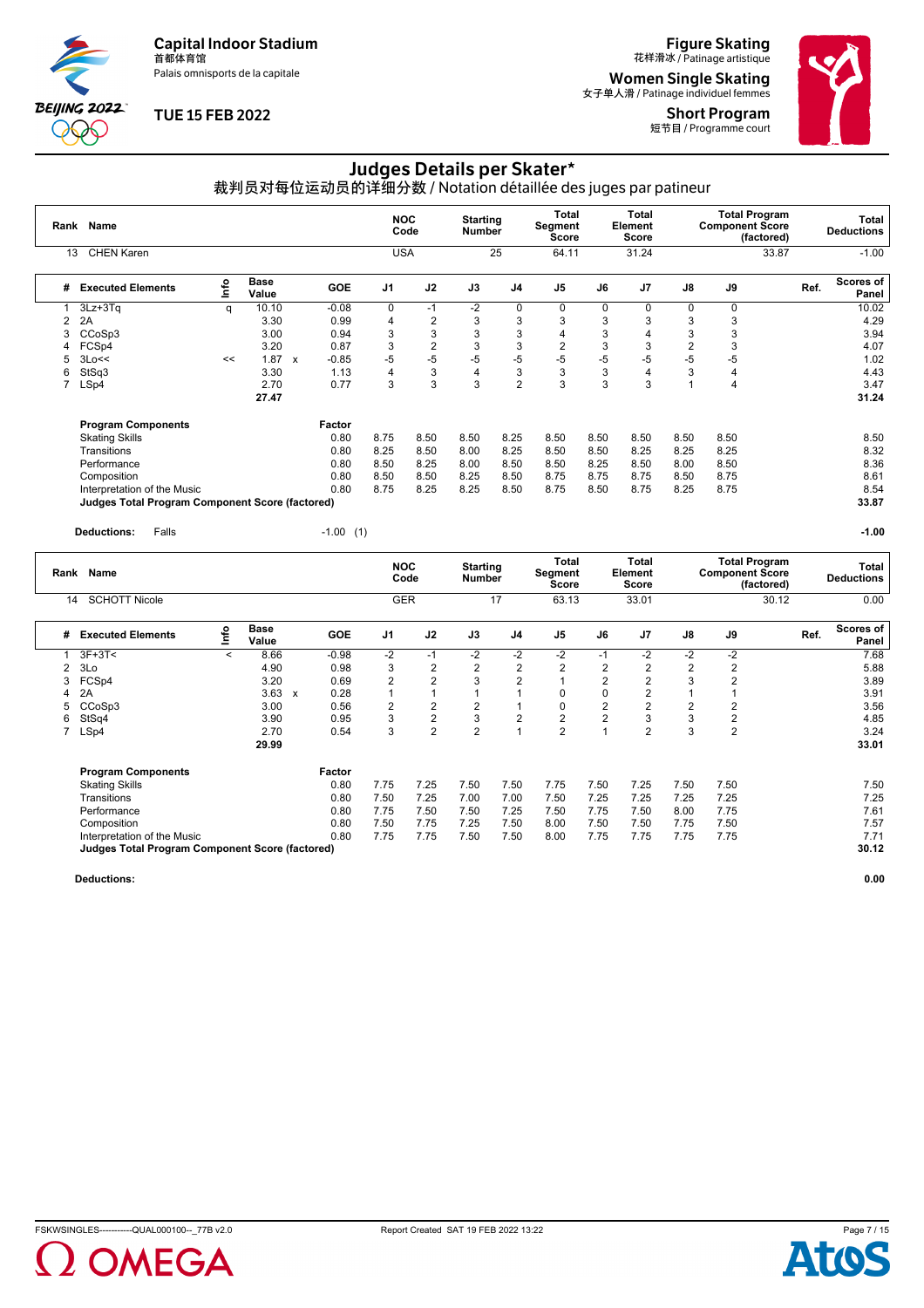# Judges Details per Skater*

裁判员对每位运动员的详细分数 / Notation détaillée des juges par patineur

Capital Indoor Stadium
首都体育馆
Palais omnisports de la capitale

TUE 15 FEB 2022

Figure Skating
花样滑冰 / Patinage artistique
Women Single Skating
女子单人滑 / Patinage individuel femmes
Short Program
短节目 / Programme court

| Rank | Name | NOC Code | Starting Number | Total Segment Score | Total Element Score | Total Program Component Score (factored) | Total Deductions |
|---|---|---|---|---|---|---|---|
| 13 | CHEN Karen | USA | 25 | 64.11 | 31.24 | 33.87 | -1.00 |

| # | Executed Elements | Info | Base Value | | GOE | J1 | J2 | J3 | J4 | J5 | J6 | J7 | J8 | J9 | Ref. | Scores of Panel |
|---|---|---|---|---|---|---|---|---|---|---|---|---|---|---|---|---|
| 1 | 3Lz+3Tq | q | 10.10 | | -0.08 | 0 | -1 | -2 | 0 | 0 | 0 | 0 | 0 | 0 | | 10.02 |
| 2 | 2A | | 3.30 | | 0.99 | 4 | 2 | 3 | 3 | 3 | 3 | 3 | 3 | 3 | | 4.29 |
| 3 | CCoSp3 | | 3.00 | | 0.94 | 3 | 3 | 3 | 3 | 4 | 3 | 4 | 3 | 3 | | 3.94 |
| 4 | FCSp4 | | 3.20 | | 0.87 | 3 | 2 | 3 | 3 | 2 | 3 | 3 | 2 | 3 | | 4.07 |
| 5 | 3Lo<< | << | 1.87 | x | -0.85 | -5 | -5 | -5 | -5 | -5 | -5 | -5 | -5 | -5 | | 1.02 |
| 6 | StSq3 | | 3.30 | | 1.13 | 4 | 3 | 4 | 3 | 3 | 3 | 4 | 3 | 4 | | 4.43 |
| 7 | LSp4 | | 2.70 | | 0.77 | 3 | 3 | 3 | 2 | 3 | 3 | 3 | 1 | 4 | | 3.47 |
| | | | 27.47 | | | | | | | | | | | | | 31.24 |

| Program Components | Factor | J1 | J2 | J3 | J4 | J5 | J6 | J7 | J8 | J9 | Scores of Panel |
|---|---|---|---|---|---|---|---|---|---|---|---|
| Skating Skills | 0.80 | 8.75 | 8.50 | 8.50 | 8.25 | 8.50 | 8.50 | 8.50 | 8.50 | 8.50 | 8.50 |
| Transitions | 0.80 | 8.25 | 8.50 | 8.00 | 8.25 | 8.50 | 8.50 | 8.25 | 8.25 | 8.25 | 8.32 |
| Performance | 0.80 | 8.50 | 8.25 | 8.00 | 8.50 | 8.50 | 8.25 | 8.50 | 8.00 | 8.50 | 8.36 |
| Composition | 0.80 | 8.50 | 8.50 | 8.25 | 8.50 | 8.75 | 8.75 | 8.75 | 8.50 | 8.75 | 8.61 |
| Interpretation of the Music | 0.80 | 8.75 | 8.25 | 8.25 | 8.50 | 8.75 | 8.50 | 8.75 | 8.25 | 8.75 | 8.54 |
| Judges Total Program Component Score (factored) | | | | | | | | | | | 33.87 |

**Deductions:** Falls -1.00 (1) **-1.00**

| Rank | Name | NOC Code | Starting Number | Total Segment Score | Total Element Score | Total Program Component Score (factored) | Total Deductions |
|---|---|---|---|---|---|---|---|
| 14 | SCHOTT Nicole | GER | 17 | 63.13 | 33.01 | 30.12 | 0.00 |

| # | Executed Elements | Info | Base Value | | GOE | J1 | J2 | J3 | J4 | J5 | J6 | J7 | J8 | J9 | Ref. | Scores of Panel |
|---|---|---|---|---|---|---|---|---|---|---|---|---|---|---|---|---|
| 1 | 3F+3T< | < | 8.66 | | -0.98 | -2 | -1 | -2 | -2 | -2 | -1 | -2 | -2 | -2 | | 7.68 |
| 2 | 3Lo | | 4.90 | | 0.98 | 3 | 2 | 2 | 2 | 2 | 2 | 2 | 2 | 2 | | 5.88 |
| 3 | FCSp4 | | 3.20 | | 0.69 | 2 | 2 | 3 | 2 | 1 | 2 | 2 | 3 | 2 | | 3.89 |
| 4 | 2A | | 3.63 | x | 0.28 | 1 | 1 | 1 | 1 | 0 | 0 | 2 | 1 | 1 | | 3.91 |
| 5 | CCoSp3 | | 3.00 | | 0.56 | 2 | 2 | 2 | 1 | 0 | 2 | 2 | 2 | 2 | | 3.56 |
| 6 | StSq4 | | 3.90 | | 0.95 | 3 | 2 | 3 | 2 | 2 | 2 | 3 | 3 | 2 | | 4.85 |
| 7 | LSp4 | | 2.70 | | 0.54 | 3 | 2 | 2 | 1 | 2 | 1 | 2 | 3 | 2 | | 3.24 |
| | | | 29.99 | | | | | | | | | | | | | 33.01 |

| Program Components | Factor | J1 | J2 | J3 | J4 | J5 | J6 | J7 | J8 | J9 | Scores of Panel |
|---|---|---|---|---|---|---|---|---|---|---|---|
| Skating Skills | 0.80 | 7.75 | 7.25 | 7.50 | 7.50 | 7.75 | 7.50 | 7.25 | 7.50 | 7.50 | 7.50 |
| Transitions | 0.80 | 7.50 | 7.25 | 7.00 | 7.00 | 7.50 | 7.25 | 7.25 | 7.25 | 7.25 | 7.25 |
| Performance | 0.80 | 7.75 | 7.50 | 7.50 | 7.25 | 7.50 | 7.75 | 7.50 | 8.00 | 7.75 | 7.61 |
| Composition | 0.80 | 7.50 | 7.75 | 7.25 | 7.50 | 8.00 | 7.50 | 7.50 | 7.75 | 7.50 | 7.57 |
| Interpretation of the Music | 0.80 | 7.75 | 7.75 | 7.50 | 7.50 | 8.00 | 7.75 | 7.75 | 7.75 | 7.75 | 7.71 |
| Judges Total Program Component Score (factored) | | | | | | | | | | | 30.12 |

**Deductions:** **0.00**

FSKWSINGLES-----------QUAL000100--_77B v2.0 Report Created SAT 19 FEB 2022 13:22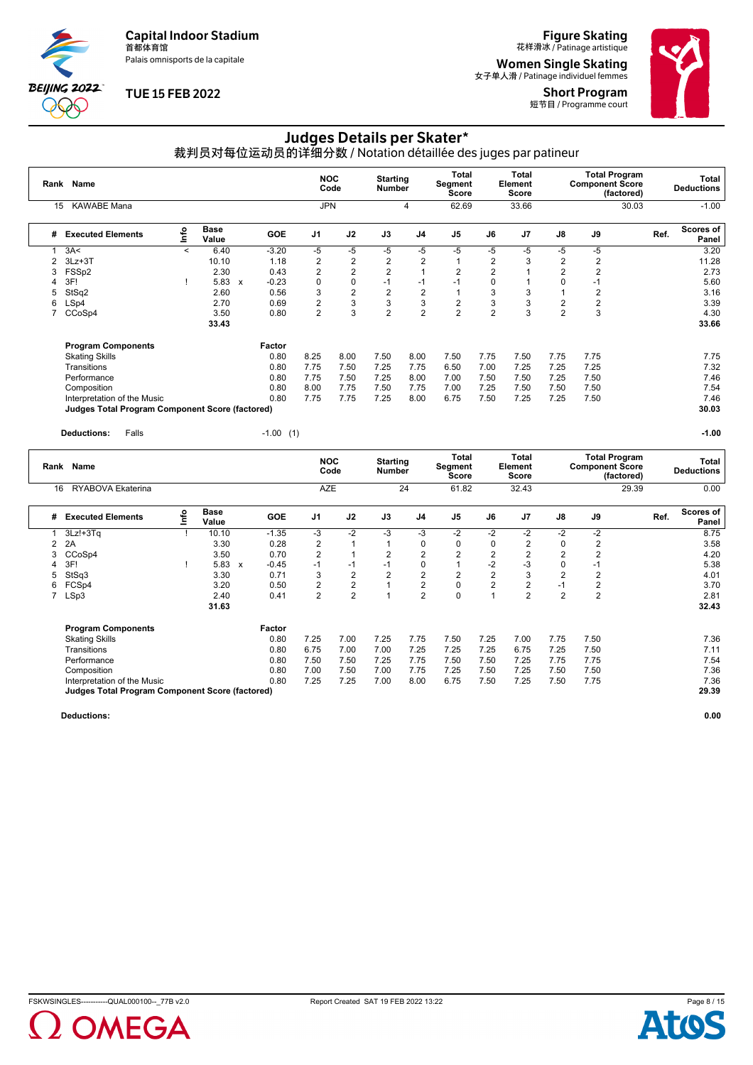# Judges Details per Skater*

裁判员对每位运动员的详细分数 / Notation détaillée des juges par patineur

| Rank | Name | NOC Code | Starting Number | Total Segment Score | Total Element Score | Total Program Component Score (factored) | Total Deductions |
|---|---|---|---|---|---|---|---|
| 15 | KAWABE Mana | JPN | 4 | 62.69 | 33.66 | 30.03 | -1.00 |

| # | Executed Elements | Info | Base Value | | GOE | J1 | J2 | J3 | J4 | J5 | J6 | J7 | J8 | J9 | Ref. | Scores of Panel |
|---|---|---|---|---|---|---|---|---|---|---|---|---|---|---|---|---|
| 1 | 3A< | < | 6.40 | | -3.20 | -5 | -5 | -5 | -5 | -5 | -5 | -5 | -5 | -5 | | 3.20 |
| 2 | 3Lz+3T | | 10.10 | | 1.18 | 2 | 2 | 2 | 2 | 1 | 2 | 3 | 2 | 2 | | 11.28 |
| 3 | FSSp2 | | 2.30 | | 0.43 | 2 | 2 | 2 | 1 | 2 | 2 | 1 | 2 | 2 | | 2.73 |
| 4 | 3F! | ! | 5.83 | x | -0.23 | 0 | 0 | -1 | -1 | -1 | 0 | 1 | 0 | -1 | | 5.60 |
| 5 | StSq2 | | 2.60 | | 0.56 | 3 | 2 | 2 | 2 | 1 | 3 | 3 | 1 | 2 | | 3.16 |
| 6 | LSp4 | | 2.70 | | 0.69 | 2 | 3 | 3 | 3 | 2 | 3 | 3 | 2 | 2 | | 3.39 |
| 7 | CCoSp4 | | 3.50 | | 0.80 | 2 | 3 | 2 | 2 | 2 | 2 | 3 | 2 | 3 | | 4.30 |
| | | | 33.43 | | | | | | | | | | | | | 33.66 |

| Program Components | Factor | J1 | J2 | J3 | J4 | J5 | J6 | J7 | J8 | J9 | Scores of Panel |
|---|---|---|---|---|---|---|---|---|---|---|---|
| Skating Skills | 0.80 | 8.25 | 8.00 | 7.50 | 8.00 | 7.50 | 7.75 | 7.50 | 7.75 | 7.75 | 7.75 |
| Transitions | 0.80 | 7.75 | 7.50 | 7.25 | 7.75 | 6.50 | 7.00 | 7.25 | 7.25 | 7.25 | 7.32 |
| Performance | 0.80 | 7.75 | 7.50 | 7.25 | 8.00 | 7.00 | 7.50 | 7.50 | 7.25 | 7.50 | 7.46 |
| Composition | 0.80 | 8.00 | 7.75 | 7.50 | 7.75 | 7.00 | 7.25 | 7.50 | 7.50 | 7.50 | 7.54 |
| Interpretation of the Music | 0.80 | 7.75 | 7.75 | 7.25 | 8.00 | 6.75 | 7.50 | 7.25 | 7.25 | 7.50 | 7.46 |
| Judges Total Program Component Score (factored) | | | | | | | | | | | 30.03 |

**Deductions:** Falls -1.00 (1) **-1.00**

| Rank | Name | NOC Code | Starting Number | Total Segment Score | Total Element Score | Total Program Component Score (factored) | Total Deductions |
|---|---|---|---|---|---|---|---|
| 16 | RYABOVA Ekaterina | AZE | 24 | 61.82 | 32.43 | 29.39 | 0.00 |

| # | Executed Elements | Info | Base Value | | GOE | J1 | J2 | J3 | J4 | J5 | J6 | J7 | J8 | J9 | Ref. | Scores of Panel |
|---|---|---|---|---|---|---|---|---|---|---|---|---|---|---|---|---|
| 1 | 3Lz!+3Tq | ! | 10.10 | | -1.35 | -3 | -2 | -3 | -3 | -2 | -2 | -2 | -2 | -2 | | 8.75 |
| 2 | 2A | | 3.30 | | 0.28 | 2 | 1 | 1 | 0 | 0 | 0 | 2 | 0 | 2 | | 3.58 |
| 3 | CCoSp4 | | 3.50 | | 0.70 | 2 | 1 | 2 | 2 | 2 | 2 | 2 | 2 | 2 | | 4.20 |
| 4 | 3F! | ! | 5.83 | x | -0.45 | -1 | -1 | -1 | 0 | 1 | -2 | -3 | 0 | -1 | | 5.38 |
| 5 | StSq3 | | 3.30 | | 0.71 | 3 | 2 | 2 | 2 | 2 | 2 | 3 | 2 | 2 | | 4.01 |
| 6 | FCSp4 | | 3.20 | | 0.50 | 2 | 2 | 1 | 2 | 0 | 2 | 2 | -1 | 2 | | 3.70 |
| 7 | LSp3 | | 2.40 | | 0.41 | 2 | 2 | 1 | 2 | 0 | 1 | 2 | 2 | 2 | | 2.81 |
| | | | 31.63 | | | | | | | | | | | | | 32.43 |

| Program Components | Factor | J1 | J2 | J3 | J4 | J5 | J6 | J7 | J8 | J9 | Scores of Panel |
|---|---|---|---|---|---|---|---|---|---|---|---|
| Skating Skills | 0.80 | 7.25 | 7.00 | 7.25 | 7.75 | 7.50 | 7.25 | 7.00 | 7.75 | 7.50 | 7.36 |
| Transitions | 0.80 | 6.75 | 7.00 | 7.00 | 7.25 | 7.25 | 7.25 | 6.75 | 7.25 | 7.50 | 7.11 |
| Performance | 0.80 | 7.50 | 7.50 | 7.25 | 7.75 | 7.50 | 7.50 | 7.25 | 7.75 | 7.75 | 7.54 |
| Composition | 0.80 | 7.00 | 7.50 | 7.00 | 7.75 | 7.25 | 7.50 | 7.25 | 7.50 | 7.50 | 7.36 |
| Interpretation of the Music | 0.80 | 7.25 | 7.25 | 7.00 | 8.00 | 6.75 | 7.50 | 7.25 | 7.50 | 7.75 | 7.36 |
| Judges Total Program Component Score (factored) | | | | | | | | | | | 29.39 |

**Deductions:** **0.00**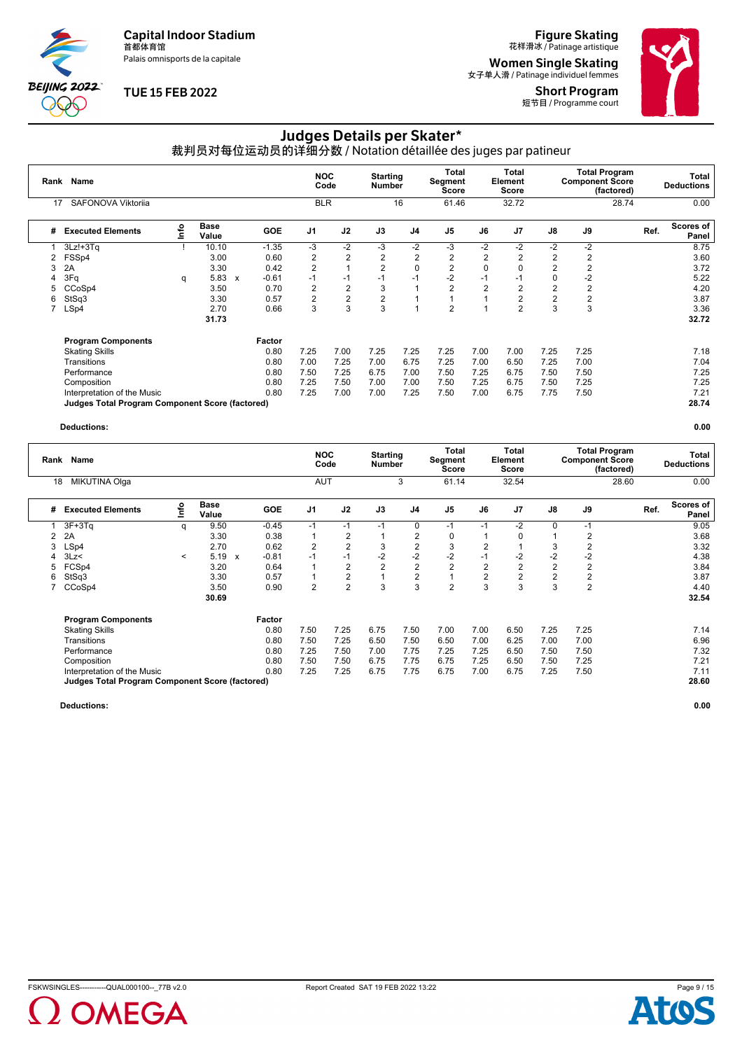Capital Indoor Stadium
首都体育馆
Palais omnisports de la capitale

TUE 15 FEB 2022

Figure Skating
花样滑冰 / Patinage artistique

Women Single Skating
女子单人滑 / Patinage individuel femmes

Short Program
短节目 / Programme court

# Judges Details per Skater*

裁判员对每位运动员的详细分数 / Notation détaillée des juges par patineur

| Rank | Name | NOC Code | Starting Number | Total Segment Score | Total Element Score | Total Program Component Score (factored) | Total Deductions |
|---|---|---|---|---|---|---|---|
| 17 | SAFONOVA Viktoriia | BLR | 16 | 61.46 | 32.72 | 28.74 | 0.00 |

| # | Executed Elements | Info | Base Value | | GOE | J1 | J2 | J3 | J4 | J5 | J6 | J7 | J8 | J9 | Ref. | Scores of Panel |
|---|---|---|---|---|---|---|---|---|---|---|---|---|---|---|---|---|
| 1 | 3Lz!+3Tq | ! | 10.10 | | -1.35 | -3 | -2 | -3 | -2 | -3 | -2 | -2 | -2 | -2 | | 8.75 |
| 2 | FSSp4 | | 3.00 | | 0.60 | 2 | 2 | 2 | 2 | 2 | 2 | 2 | 2 | 2 | | 3.60 |
| 3 | 2A | | 3.30 | | 0.42 | 2 | 1 | 2 | 0 | 2 | 0 | 0 | 2 | 2 | | 3.72 |
| 4 | 3Fq | q | 5.83 | x | -0.61 | -1 | -1 | -1 | -1 | -2 | -1 | -1 | 0 | -2 | | 5.22 |
| 5 | CCoSp4 | | 3.50 | | 0.70 | 2 | 2 | 3 | 1 | 2 | 2 | 2 | 2 | 2 | | 4.20 |
| 6 | StSq3 | | 3.30 | | 0.57 | 2 | 2 | 2 | 1 | 1 | 1 | 2 | 2 | 2 | | 3.87 |
| 7 | LSp4 | | 2.70 | | 0.66 | 3 | 3 | 3 | 1 | 2 | 1 | 2 | 3 | 3 | | 3.36 |
| | | | 31.73 | | | | | | | | | | | | | 32.72 |

| Program Components | Factor | J1 | J2 | J3 | J4 | J5 | J6 | J7 | J8 | J9 | Ref. | Scores of Panel |
|---|---|---|---|---|---|---|---|---|---|---|---|---|
| Skating Skills | 0.80 | 7.25 | 7.00 | 7.25 | 7.25 | 7.25 | 7.00 | 7.00 | 7.25 | 7.25 | | 7.18 |
| Transitions | 0.80 | 7.00 | 7.25 | 7.00 | 6.75 | 7.25 | 7.00 | 6.50 | 7.25 | 7.00 | | 7.04 |
| Performance | 0.80 | 7.50 | 7.25 | 6.75 | 7.00 | 7.50 | 7.25 | 6.75 | 7.50 | 7.50 | | 7.25 |
| Composition | 0.80 | 7.25 | 7.50 | 7.00 | 7.00 | 7.50 | 7.25 | 6.75 | 7.50 | 7.25 | | 7.25 |
| Interpretation of the Music | 0.80 | 7.25 | 7.00 | 7.00 | 7.25 | 7.50 | 7.00 | 6.75 | 7.75 | 7.50 | | 7.21 |
| **Judges Total Program Component Score (factored)** | | | | | | | | | | | | **28.74** |

**Deductions:** **0.00**

| Rank | Name | NOC Code | Starting Number | Total Segment Score | Total Element Score | Total Program Component Score (factored) | Total Deductions |
|---|---|---|---|---|---|---|---|
| 18 | MIKUTINA Olga | AUT | 3 | 61.14 | 32.54 | 28.60 | 0.00 |

| # | Executed Elements | Info | Base Value | | GOE | J1 | J2 | J3 | J4 | J5 | J6 | J7 | J8 | J9 | Ref. | Scores of Panel |
|---|---|---|---|---|---|---|---|---|---|---|---|---|---|---|---|---|
| 1 | 3F+3Tq | q | 9.50 | | -0.45 | -1 | -1 | -1 | 0 | -1 | -1 | -2 | 0 | -1 | | 9.05 |
| 2 | 2A | | 3.30 | | 0.38 | 1 | 2 | 1 | 2 | 0 | 1 | 0 | 1 | 2 | | 3.68 |
| 3 | LSp4 | | 2.70 | | 0.62 | 2 | 2 | 3 | 2 | 3 | 2 | 1 | 3 | 2 | | 3.32 |
| 4 | 3Lz< | < | 5.19 | x | -0.81 | -1 | -1 | -2 | -2 | -2 | -1 | -2 | -2 | -2 | | 4.38 |
| 5 | FCSp4 | | 3.20 | | 0.64 | 1 | 2 | 2 | 2 | 2 | 2 | 2 | 2 | 2 | | 3.84 |
| 6 | StSq3 | | 3.30 | | 0.57 | 1 | 2 | 1 | 2 | 1 | 2 | 2 | 2 | 2 | | 3.87 |
| 7 | CCoSp4 | | 3.50 | | 0.90 | 2 | 2 | 3 | 3 | 2 | 3 | 3 | 3 | 2 | | 4.40 |
| | | | 30.69 | | | | | | | | | | | | | 32.54 |

| Program Components | Factor | J1 | J2 | J3 | J4 | J5 | J6 | J7 | J8 | J9 | Ref. | Scores of Panel |
|---|---|---|---|---|---|---|---|---|---|---|---|---|
| Skating Skills | 0.80 | 7.50 | 7.25 | 6.75 | 7.50 | 7.00 | 7.00 | 6.50 | 7.25 | 7.25 | | 7.14 |
| Transitions | 0.80 | 7.50 | 7.25 | 6.50 | 7.50 | 6.50 | 7.00 | 6.25 | 7.00 | 7.00 | | 6.96 |
| Performance | 0.80 | 7.25 | 7.50 | 7.00 | 7.75 | 7.25 | 7.25 | 6.50 | 7.50 | 7.50 | | 7.32 |
| Composition | 0.80 | 7.50 | 7.50 | 6.75 | 7.75 | 6.75 | 7.25 | 6.50 | 7.50 | 7.25 | | 7.21 |
| Interpretation of the Music | 0.80 | 7.25 | 7.25 | 6.75 | 7.75 | 6.75 | 7.00 | 6.75 | 7.25 | 7.50 | | 7.11 |
| **Judges Total Program Component Score (factored)** | | | | | | | | | | | | **28.60** |

**Deductions:** **0.00**

FSKWSINGLES-----------QUAL000100--_77B v2.0 Report Created SAT 19 FEB 2022 13:22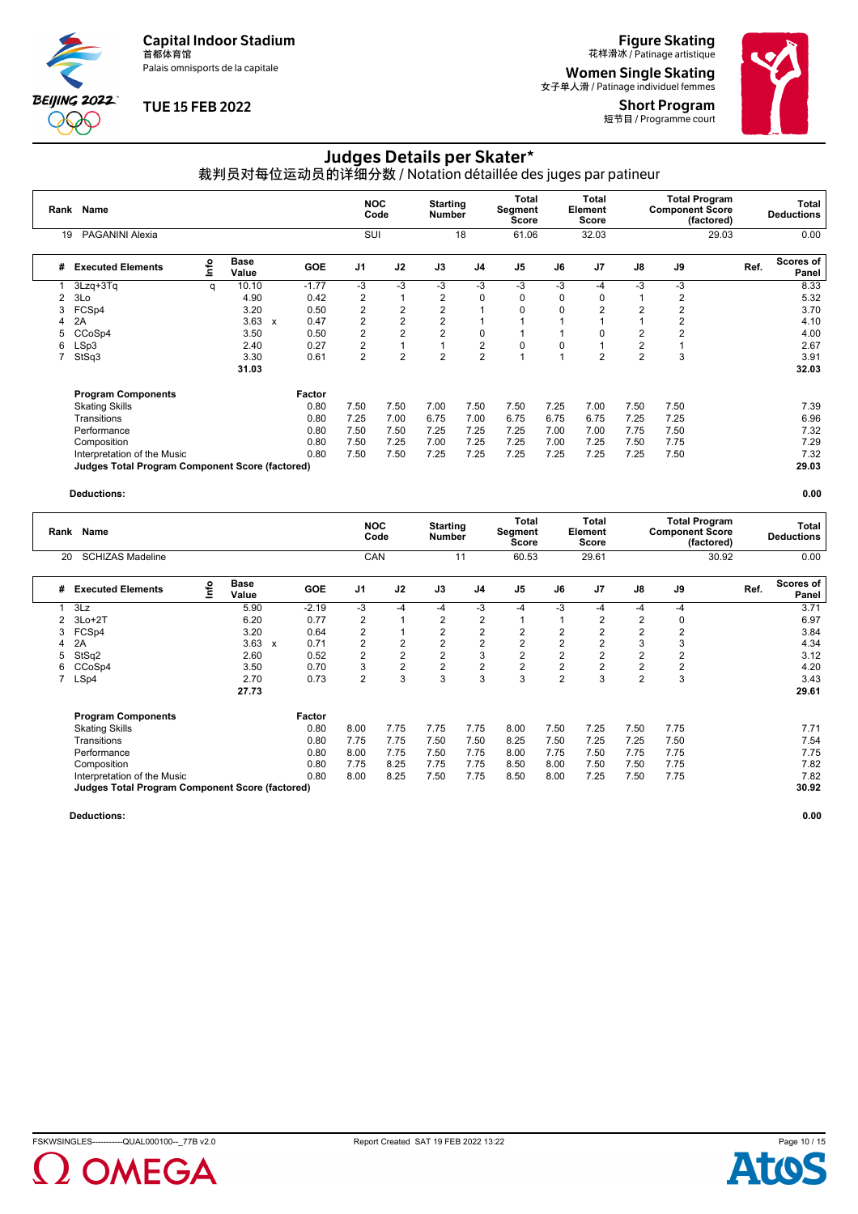Capital Indoor Stadium
首都体育馆
Palais omnisports de la capitale

TUE 15 FEB 2022

Figure Skating
花样滑冰 / Patinage artistique
Women Single Skating
女子单人滑 / Patinage individuel femmes
Short Program
短节目 / Programme court

# Judges Details per Skater*

裁判员对每位运动员的详细分数 / Notation détaillée des juges par patineur

| Rank | Name | NOC Code | Starting Number | Total Segment Score | Total Element Score | Total Program Component Score (factored) | Total Deductions |
|---|---|---|---|---|---|---|---|
| 19 | PAGANINI Alexia | SUI | 18 | 61.06 | 32.03 | 29.03 | 0.00 |

| # | Executed Elements | Info | Base Value | | GOE | J1 | J2 | J3 | J4 | J5 | J6 | J7 | J8 | J9 | Ref. | Scores of Panel |
|---|---|---|---|---|---|---|---|---|---|---|---|---|---|---|---|---|
| 1 | 3Lzq+3Tq | q | 10.10 | | -1.77 | -3 | -3 | -3 | -3 | -3 | -3 | -4 | -3 | -3 | | 8.33 |
| 2 | 3Lo | | 4.90 | | 0.42 | 2 | 1 | 2 | 0 | 0 | 0 | 0 | 1 | 2 | | 5.32 |
| 3 | FCSp4 | | 3.20 | | 0.50 | 2 | 2 | 2 | 1 | 0 | 0 | 2 | 2 | 2 | | 3.70 |
| 4 | 2A | | 3.63 | x | 0.47 | 2 | 2 | 2 | 1 | 1 | 1 | 1 | 1 | 2 | | 4.10 |
| 5 | CCoSp4 | | 3.50 | | 0.50 | 2 | 2 | 2 | 0 | 1 | 1 | 0 | 2 | 2 | | 4.00 |
| 6 | LSp3 | | 2.40 | | 0.27 | 2 | 1 | 1 | 2 | 0 | 0 | 1 | 2 | 1 | | 2.67 |
| 7 | StSq3 | | 3.30 | | 0.61 | 2 | 2 | 2 | 2 | 1 | 1 | 2 | 2 | 3 | | 3.91 |
| | | | 31.03 | | | | | | | | | | | | | 32.03 |

| Program Components | Factor | J1 | J2 | J3 | J4 | J5 | J6 | J7 | J8 | J9 | | Scores of Panel |
|---|---|---|---|---|---|---|---|---|---|---|---|---|
| Skating Skills | 0.80 | 7.50 | 7.50 | 7.00 | 7.50 | 7.50 | 7.25 | 7.00 | 7.50 | 7.50 | | 7.39 |
| Transitions | 0.80 | 7.25 | 7.00 | 6.75 | 7.00 | 6.75 | 6.75 | 6.75 | 7.25 | 7.25 | | 6.96 |
| Performance | 0.80 | 7.50 | 7.50 | 7.25 | 7.25 | 7.25 | 7.00 | 7.00 | 7.75 | 7.50 | | 7.32 |
| Composition | 0.80 | 7.50 | 7.25 | 7.00 | 7.25 | 7.25 | 7.00 | 7.25 | 7.50 | 7.75 | | 7.29 |
| Interpretation of the Music | 0.80 | 7.50 | 7.50 | 7.25 | 7.25 | 7.25 | 7.25 | 7.25 | 7.25 | 7.50 | | 7.32 |
| **Judges Total Program Component Score (factored)** | | | | | | | | | | | | **29.03** |

**Deductions:** 0.00

| Rank | Name | NOC Code | Starting Number | Total Segment Score | Total Element Score | Total Program Component Score (factored) | Total Deductions |
|---|---|---|---|---|---|---|---|
| 20 | SCHIZAS Madeline | CAN | 11 | 60.53 | 29.61 | 30.92 | 0.00 |

| # | Executed Elements | Info | Base Value | | GOE | J1 | J2 | J3 | J4 | J5 | J6 | J7 | J8 | J9 | Ref. | Scores of Panel |
|---|---|---|---|---|---|---|---|---|---|---|---|---|---|---|---|---|
| 1 | 3Lz | | 5.90 | | -2.19 | -3 | -4 | -4 | -3 | -4 | -3 | -4 | -4 | -4 | | 3.71 |
| 2 | 3Lo+2T | | 6.20 | | 0.77 | 2 | 1 | 2 | 2 | 1 | 1 | 2 | 2 | 0 | | 6.97 |
| 3 | FCSp4 | | 3.20 | | 0.64 | 2 | 1 | 2 | 2 | 2 | 2 | 2 | 2 | 2 | | 3.84 |
| 4 | 2A | | 3.63 | x | 0.71 | 2 | 2 | 2 | 2 | 2 | 2 | 2 | 3 | 3 | | 4.34 |
| 5 | StSq2 | | 2.60 | | 0.52 | 2 | 2 | 2 | 3 | 2 | 2 | 2 | 2 | 2 | | 3.12 |
| 6 | CCoSp4 | | 3.50 | | 0.70 | 3 | 2 | 2 | 2 | 2 | 2 | 2 | 2 | 2 | | 4.20 |
| 7 | LSp4 | | 2.70 | | 0.73 | 2 | 3 | 3 | 3 | 3 | 2 | 3 | 2 | 3 | | 3.43 |
| | | | 27.73 | | | | | | | | | | | | | 29.61 |

| Program Components | Factor | J1 | J2 | J3 | J4 | J5 | J6 | J7 | J8 | J9 | | Scores of Panel |
|---|---|---|---|---|---|---|---|---|---|---|---|---|
| Skating Skills | 0.80 | 8.00 | 7.75 | 7.75 | 7.75 | 8.00 | 7.50 | 7.25 | 7.50 | 7.75 | | 7.71 |
| Transitions | 0.80 | 7.75 | 7.75 | 7.50 | 7.50 | 8.25 | 7.50 | 7.25 | 7.25 | 7.50 | | 7.54 |
| Performance | 0.80 | 8.00 | 7.75 | 7.50 | 7.75 | 8.00 | 7.75 | 7.50 | 7.75 | 7.75 | | 7.75 |
| Composition | 0.80 | 7.75 | 8.25 | 7.75 | 7.75 | 8.50 | 8.00 | 7.50 | 7.50 | 7.75 | | 7.82 |
| Interpretation of the Music | 0.80 | 8.00 | 8.25 | 7.50 | 7.75 | 8.50 | 8.00 | 7.25 | 7.50 | 7.75 | | 7.82 |
| **Judges Total Program Component Score (factored)** | | | | | | | | | | | | **30.92** |

**Deductions:** 0.00

FSKWSINGLES-----------QUAL000100--_77B v2.0 Report Created SAT 19 FEB 2022 13:22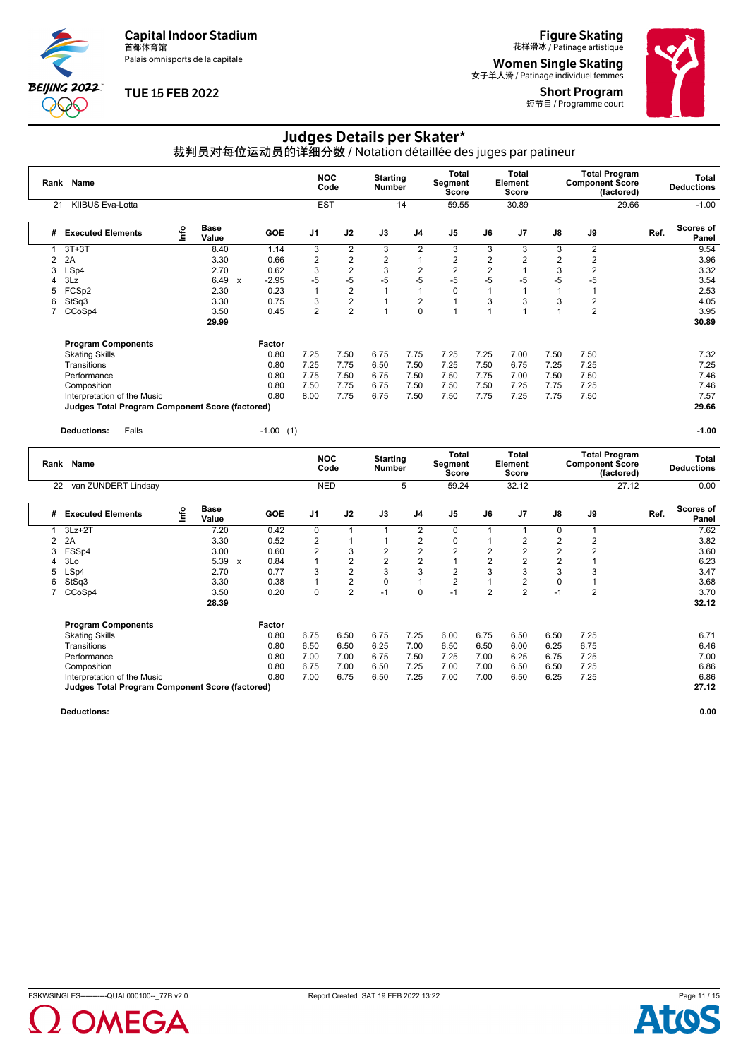Capital Indoor Stadium
首都体育馆
Palais omnisports de la capitale

TUE 15 FEB 2022

Figure Skating
花样滑冰 / Patinage artistique

Women Single Skating
女子单人滑 / Patinage individuel femmes

Short Program
短节目 / Programme court

# Judges Details per Skater*

裁判员对每位运动员的详细分数 / Notation détaillée des juges par patineur

| Rank | Name | NOC Code | Starting Number | Total Segment Score | Total Element Score | Total Program Component Score (factored) | Total Deductions |
|---|---|---|---|---|---|---|---|
| 21 | KIIBUS Eva-Lotta | EST | 14 | 59.55 | 30.89 | 29.66 | -1.00 |

| # | Executed Elements | Info | Base Value | | GOE | J1 | J2 | J3 | J4 | J5 | J6 | J7 | J8 | J9 | Ref. | Scores of Panel |
|---|---|---|---|---|---|---|---|---|---|---|---|---|---|---|---|---|
| 1 | 3T+3T | | 8.40 | | 1.14 | 3 | 2 | 3 | 2 | 3 | 3 | 3 | 3 | 2 | | 9.54 |
| 2 | 2A | | 3.30 | | 0.66 | 2 | 2 | 2 | 1 | 2 | 2 | 2 | 2 | 2 | | 3.96 |
| 3 | LSp4 | | 2.70 | | 0.62 | 3 | 2 | 3 | 2 | 2 | 2 | 1 | 3 | 2 | | 3.32 |
| 4 | 3Lz | | 6.49 | x | -2.95 | -5 | -5 | -5 | -5 | -5 | -5 | -5 | -5 | -5 | | 3.54 |
| 5 | FCSp2 | | 2.30 | | 0.23 | 1 | 2 | 1 | 1 | 0 | 1 | 1 | 1 | 1 | | 2.53 |
| 6 | StSq3 | | 3.30 | | 0.75 | 3 | 2 | 1 | 2 | 1 | 3 | 3 | 3 | 2 | | 4.05 |
| 7 | CCoSp4 | | 3.50 | | 0.45 | 2 | 2 | 1 | 0 | 1 | 1 | 1 | 1 | 2 | | 3.95 |
| | | | 29.99 | | | | | | | | | | | | | 30.89 |

| Program Components | Factor | J1 | J2 | J3 | J4 | J5 | J6 | J7 | J8 | J9 | Scores of Panel |
|---|---|---|---|---|---|---|---|---|---|---|---|
| Skating Skills | 0.80 | 7.25 | 7.50 | 6.75 | 7.75 | 7.25 | 7.25 | 7.00 | 7.50 | 7.50 | 7.32 |
| Transitions | 0.80 | 7.25 | 7.75 | 6.50 | 7.50 | 7.25 | 7.50 | 6.75 | 7.25 | 7.25 | 7.25 |
| Performance | 0.80 | 7.75 | 7.50 | 6.75 | 7.50 | 7.50 | 7.75 | 7.00 | 7.50 | 7.50 | 7.46 |
| Composition | 0.80 | 7.50 | 7.75 | 6.75 | 7.50 | 7.50 | 7.50 | 7.25 | 7.75 | 7.25 | 7.46 |
| Interpretation of the Music | 0.80 | 8.00 | 7.75 | 6.75 | 7.50 | 7.50 | 7.75 | 7.25 | 7.75 | 7.50 | 7.57 |
| **Judges Total Program Component Score (factored)** | | | | | | | | | | | **29.66** |

**Deductions:** Falls -1.00 (1) **-1.00**

| Rank | Name | NOC Code | Starting Number | Total Segment Score | Total Element Score | Total Program Component Score (factored) | Total Deductions |
|---|---|---|---|---|---|---|---|
| 22 | van ZUNDERT Lindsay | NED | 5 | 59.24 | 32.12 | 27.12 | 0.00 |

| # | Executed Elements | Info | Base Value | | GOE | J1 | J2 | J3 | J4 | J5 | J6 | J7 | J8 | J9 | Ref. | Scores of Panel |
|---|---|---|---|---|---|---|---|---|---|---|---|---|---|---|---|---|
| 1 | 3Lz+2T | | 7.20 | | 0.42 | 0 | 1 | 1 | 2 | 0 | 1 | 1 | 0 | 1 | | 7.62 |
| 2 | 2A | | 3.30 | | 0.52 | 2 | 1 | 1 | 2 | 0 | 1 | 2 | 2 | 2 | | 3.82 |
| 3 | FSSp4 | | 3.00 | | 0.60 | 2 | 3 | 2 | 2 | 2 | 2 | 2 | 2 | 2 | | 3.60 |
| 4 | 3Lo | | 5.39 | x | 0.84 | 1 | 2 | 2 | 2 | 1 | 2 | 2 | 2 | 1 | | 6.23 |
| 5 | LSp4 | | 2.70 | | 0.77 | 3 | 2 | 3 | 3 | 2 | 3 | 3 | 3 | 3 | | 3.47 |
| 6 | StSq3 | | 3.30 | | 0.38 | 1 | 2 | 0 | 1 | 2 | 1 | 2 | 0 | 1 | | 3.68 |
| 7 | CCoSp4 | | 3.50 | | 0.20 | 0 | 2 | -1 | 0 | -1 | 2 | 2 | -1 | 2 | | 3.70 |
| | | | 28.39 | | | | | | | | | | | | | 32.12 |

| Program Components | Factor | J1 | J2 | J3 | J4 | J5 | J6 | J7 | J8 | J9 | Scores of Panel |
|---|---|---|---|---|---|---|---|---|---|---|---|
| Skating Skills | 0.80 | 6.75 | 6.50 | 6.75 | 7.25 | 6.00 | 6.75 | 6.50 | 6.50 | 7.25 | 6.71 |
| Transitions | 0.80 | 6.50 | 6.50 | 6.25 | 7.00 | 6.50 | 6.50 | 6.00 | 6.25 | 6.75 | 6.46 |
| Performance | 0.80 | 7.00 | 7.00 | 6.75 | 7.50 | 7.25 | 7.00 | 6.25 | 6.75 | 7.25 | 7.00 |
| Composition | 0.80 | 6.75 | 7.00 | 6.50 | 7.25 | 7.00 | 7.00 | 6.50 | 6.50 | 7.25 | 6.86 |
| Interpretation of the Music | 0.80 | 7.00 | 6.75 | 6.50 | 7.25 | 7.00 | 7.00 | 6.50 | 6.25 | 7.25 | 6.86 |
| **Judges Total Program Component Score (factored)** | | | | | | | | | | | **27.12** |

**Deductions:** **0.00**

FSKWSINGLES-----------QUAL000100--_77B v2.0 Report Created SAT 19 FEB 2022 13:22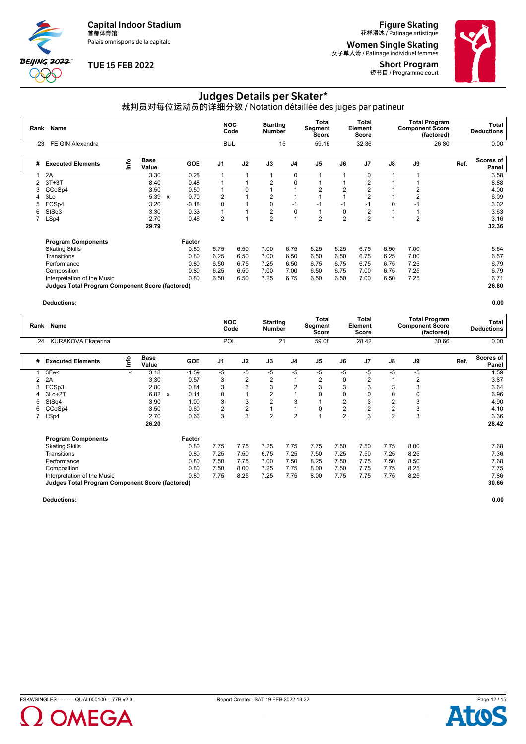Capital Indoor Stadium
首都体育馆
Palais omnisports de la capitale

TUE 15 FEB 2022

**Figure Skating**
花样滑冰 / Patinage artistique

**Women Single Skating**
女子单人滑 / Patinage individuel femmes

**Short Program**
短节目 / Programme court

# Judges Details per Skater*

裁判员对每位运动员的详细分数 / Notation détaillée des juges par patineur

| Rank | Name | NOC Code | Starting Number | Total Segment Score | Total Element Score | Total Program Component Score (factored) | Total Deductions |
|---|---|---|---|---|---|---|---|
| 23 | FEIGIN Alexandra | BUL | 15 | 59.16 | 32.36 | 26.80 | 0.00 |

| # | Executed Elements | Info | Base Value | | GOE | J1 | J2 | J3 | J4 | J5 | J6 | J7 | J8 | J9 | Ref. | Scores of Panel |
|---|---|---|---|---|---|---|---|---|---|---|---|---|---|---|---|---|
| 1 | 2A | | 3.30 | | 0.28 | 1 | 1 | 1 | 0 | 1 | 1 | 0 | 1 | 1 | | 3.58 |
| 2 | 3T+3T | | 8.40 | | 0.48 | 1 | 1 | 2 | 0 | 1 | 1 | 2 | 1 | 1 | | 8.88 |
| 3 | CCoSp4 | | 3.50 | | 0.50 | 1 | 0 | 1 | 1 | 2 | 2 | 2 | 1 | 2 | | 4.00 |
| 4 | 3Lo | | 5.39 | x | 0.70 | 2 | 1 | 2 | 1 | 1 | 1 | 2 | 1 | 2 | | 6.09 |
| 5 | FCSp4 | | 3.20 | | -0.18 | 0 | 1 | 0 | -1 | -1 | -1 | -1 | 0 | -1 | | 3.02 |
| 6 | StSq3 | | 3.30 | | 0.33 | 1 | 1 | 2 | 0 | 1 | 0 | 2 | 1 | 1 | | 3.63 |
| 7 | LSp4 | | 2.70 | | 0.46 | 2 | 1 | 2 | 1 | 2 | 2 | 2 | 1 | 2 | | 3.16 |
| | | | 29.79 | | | | | | | | | | | | | 32.36 |

| Program Components | Factor | J1 | J2 | J3 | J4 | J5 | J6 | J7 | J8 | J9 | | |
|---|---|---|---|---|---|---|---|---|---|---|---|---|
| Skating Skills | 0.80 | 6.75 | 6.50 | 7.00 | 6.75 | 6.25 | 6.25 | 6.75 | 6.50 | 7.00 | | 6.64 |
| Transitions | 0.80 | 6.25 | 6.50 | 7.00 | 6.50 | 6.50 | 6.50 | 6.75 | 6.25 | 7.00 | | 6.57 |
| Performance | 0.80 | 6.50 | 6.75 | 7.25 | 6.50 | 6.75 | 6.75 | 6.75 | 6.75 | 7.25 | | 6.79 |
| Composition | 0.80 | 6.25 | 6.50 | 7.00 | 7.00 | 6.50 | 6.75 | 7.00 | 6.75 | 7.25 | | 6.79 |
| Interpretation of the Music | 0.80 | 6.50 | 6.50 | 7.25 | 6.75 | 6.50 | 6.50 | 7.00 | 6.50 | 7.25 | | 6.71 |
| **Judges Total Program Component Score (factored)** | | | | | | | | | | | | **26.80** |

**Deductions:** **0.00**

| Rank | Name | NOC Code | Starting Number | Total Segment Score | Total Element Score | Total Program Component Score (factored) | Total Deductions |
|---|---|---|---|---|---|---|---|
| 24 | KURAKOVA Ekaterina | POL | 21 | 59.08 | 28.42 | 30.66 | 0.00 |

| # | Executed Elements | Info | Base Value | | GOE | J1 | J2 | J3 | J4 | J5 | J6 | J7 | J8 | J9 | Ref. | Scores of Panel |
|---|---|---|---|---|---|---|---|---|---|---|---|---|---|---|---|---|
| 1 | 3Fe< | < | 3.18 | | -1.59 | -5 | -5 | -5 | -5 | -5 | -5 | -5 | -5 | -5 | | 1.59 |
| 2 | 2A | | 3.30 | | 0.57 | 3 | 2 | 2 | 1 | 2 | 0 | 2 | 1 | 2 | | 3.87 |
| 3 | FCSp3 | | 2.80 | | 0.84 | 3 | 3 | 3 | 2 | 3 | 3 | 3 | 3 | 3 | | 3.64 |
| 4 | 3Lo+2T | | 6.82 | x | 0.14 | 0 | 1 | 2 | 1 | 0 | 0 | 0 | 0 | 0 | | 6.96 |
| 5 | StSq4 | | 3.90 | | 1.00 | 3 | 3 | 2 | 3 | 1 | 2 | 3 | 2 | 3 | | 4.90 |
| 6 | CCoSp4 | | 3.50 | | 0.60 | 2 | 2 | 1 | 1 | 0 | 2 | 2 | 2 | 3 | | 4.10 |
| 7 | LSp4 | | 2.70 | | 0.66 | 3 | 3 | 2 | 2 | 1 | 2 | 3 | 2 | 3 | | 3.36 |
| | | | 26.20 | | | | | | | | | | | | | 28.42 |

| Program Components | Factor | J1 | J2 | J3 | J4 | J5 | J6 | J7 | J8 | J9 | | |
|---|---|---|---|---|---|---|---|---|---|---|---|---|
| Skating Skills | 0.80 | 7.75 | 7.75 | 7.25 | 7.75 | 7.75 | 7.50 | 7.50 | 7.75 | 8.00 | | 7.68 |
| Transitions | 0.80 | 7.25 | 7.50 | 6.75 | 7.25 | 7.50 | 7.25 | 7.50 | 7.25 | 8.25 | | 7.36 |
| Performance | 0.80 | 7.50 | 7.75 | 7.00 | 7.50 | 8.25 | 7.50 | 7.75 | 7.50 | 8.50 | | 7.68 |
| Composition | 0.80 | 7.50 | 8.00 | 7.25 | 7.75 | 8.00 | 7.50 | 7.75 | 7.75 | 8.25 | | 7.75 |
| Interpretation of the Music | 0.80 | 7.75 | 8.25 | 7.25 | 7.75 | 8.00 | 7.75 | 7.75 | 7.75 | 8.25 | | 7.86 |
| **Judges Total Program Component Score (factored)** | | | | | | | | | | | | **30.66** |

**Deductions:** **0.00**

FSKWSINGLES-----------QUAL000100--_77B v2.0 Report Created SAT 19 FEB 2022 13:22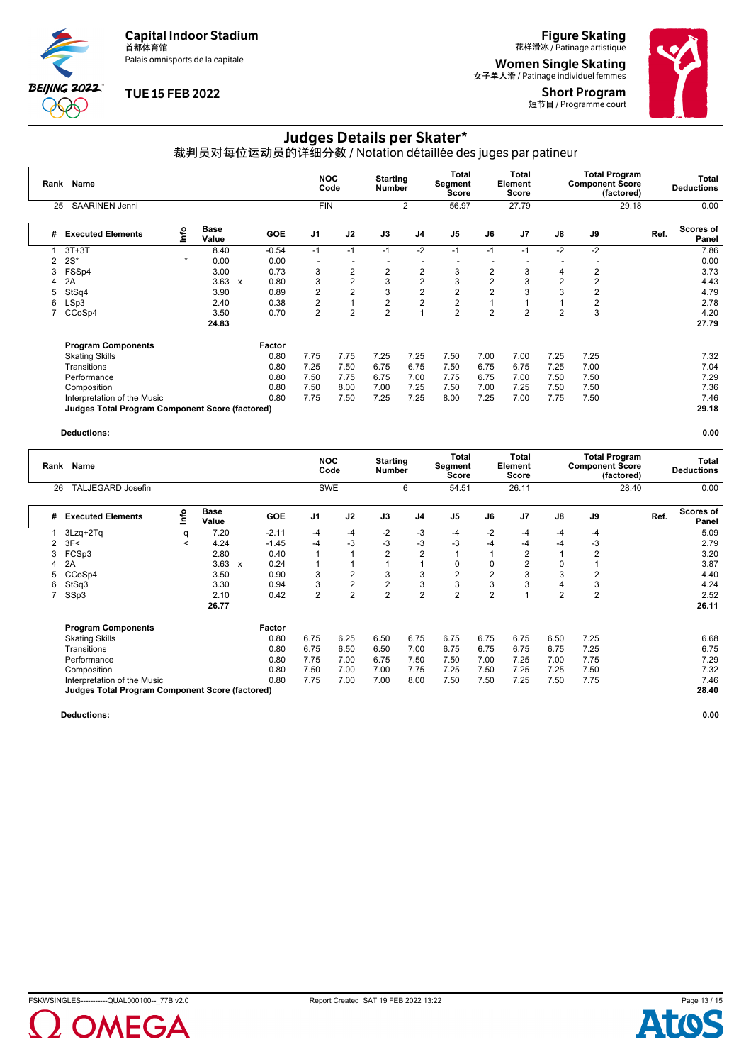**Capital Indoor Stadium**
首都体育馆
Palais omnisports de la capitale

**TUE 15 FEB 2022**

**Figure Skating**
花样滑冰 / Patinage artistique

**Women Single Skating**
女子单人滑 / Patinage individuel femmes

**Short Program**
短节目 / Programme court

# Judges Details per Skater*

裁判员对每位运动员的详细分数 / Notation détaillée des juges par patineur

| Rank | Name | NOC Code | Starting Number | Total Segment Score | Total Element Score | Total Program Component Score (factored) | Total Deductions |
|---|---|---|---|---|---|---|---|
| 25 | SAARINEN Jenni | FIN | 2 | 56.97 | 27.79 | 29.18 | 0.00 |

| # | Executed Elements | Info | Base Value | | GOE | J1 | J2 | J3 | J4 | J5 | J6 | J7 | J8 | J9 | Ref. | Scores of Panel |
|---|---|---|---|---|---|---|---|---|---|---|---|---|---|---|---|---|
| 1 | 3T+3T | | 8.40 | | -0.54 | -1 | -1 | -1 | -2 | -1 | -1 | -1 | -2 | -2 | | 7.86 |
| 2 | 2S* | * | 0.00 | | 0.00 | - | - | - | - | - | - | - | - | - | | 0.00 |
| 3 | FSSp4 | | 3.00 | | 0.73 | 3 | 2 | 2 | 2 | 3 | 2 | 3 | 4 | 2 | | 3.73 |
| 4 | 2A | | 3.63 | x | 0.80 | 3 | 2 | 3 | 2 | 3 | 2 | 3 | 2 | 2 | | 4.43 |
| 5 | StSq4 | | 3.90 | | 0.89 | 2 | 2 | 3 | 2 | 2 | 2 | 3 | 3 | 2 | | 4.79 |
| 6 | LSp3 | | 2.40 | | 0.38 | 2 | 1 | 2 | 2 | 2 | 1 | 1 | 1 | 2 | | 2.78 |
| 7 | CCoSp4 | | 3.50 | | 0.70 | 2 | 2 | 2 | 1 | 2 | 2 | 2 | 2 | 3 | | 4.20 |
| | | | 24.83 | | | | | | | | | | | | | 27.79 |

| Program Components | Factor | J1 | J2 | J3 | J4 | J5 | J6 | J7 | J8 | J9 | Scores of Panel |
|---|---|---|---|---|---|---|---|---|---|---|---|
| Skating Skills | 0.80 | 7.75 | 7.75 | 7.25 | 7.25 | 7.50 | 7.00 | 7.00 | 7.25 | 7.25 | 7.32 |
| Transitions | 0.80 | 7.25 | 7.50 | 6.75 | 6.75 | 7.50 | 6.75 | 6.75 | 7.25 | 7.00 | 7.04 |
| Performance | 0.80 | 7.50 | 7.75 | 6.75 | 7.00 | 7.75 | 6.75 | 7.00 | 7.50 | 7.50 | 7.29 |
| Composition | 0.80 | 7.50 | 8.00 | 7.00 | 7.25 | 7.50 | 7.00 | 7.25 | 7.50 | 7.50 | 7.36 |
| Interpretation of the Music | 0.80 | 7.75 | 7.50 | 7.25 | 7.25 | 8.00 | 7.25 | 7.00 | 7.75 | 7.50 | 7.46 |
| **Judges Total Program Component Score (factored)** | | | | | | | | | | | **29.18** |

**Deductions:** **0.00**

| Rank | Name | NOC Code | Starting Number | Total Segment Score | Total Element Score | Total Program Component Score (factored) | Total Deductions |
|---|---|---|---|---|---|---|---|
| 26 | TALJEGARD Josefin | SWE | 6 | 54.51 | 26.11 | 28.40 | 0.00 |

| # | Executed Elements | Info | Base Value | | GOE | J1 | J2 | J3 | J4 | J5 | J6 | J7 | J8 | J9 | Ref. | Scores of Panel |
|---|---|---|---|---|---|---|---|---|---|---|---|---|---|---|---|---|
| 1 | 3Lzq+2Tq | q | 7.20 | | -2.11 | -4 | -4 | -2 | -3 | -4 | -2 | -4 | -4 | -4 | | 5.09 |
| 2 | 3F< | < | 4.24 | | -1.45 | -4 | -3 | -3 | -3 | -3 | -4 | -4 | -4 | -3 | | 2.79 |
| 3 | FCSp3 | | 2.80 | | 0.40 | 1 | 1 | 2 | 2 | 1 | 1 | 2 | 1 | 2 | | 3.20 |
| 4 | 2A | | 3.63 | x | 0.24 | 1 | 1 | 1 | 1 | 0 | 0 | 2 | 0 | 1 | | 3.87 |
| 5 | CCoSp4 | | 3.50 | | 0.90 | 3 | 2 | 3 | 3 | 2 | 2 | 3 | 3 | 2 | | 4.40 |
| 6 | StSq3 | | 3.30 | | 0.94 | 3 | 2 | 2 | 3 | 3 | 3 | 3 | 4 | 3 | | 4.24 |
| 7 | SSp3 | | 2.10 | | 0.42 | 2 | 2 | 2 | 2 | 2 | 2 | 1 | 2 | 2 | | 2.52 |
| | | | 26.77 | | | | | | | | | | | | | 26.11 |

| Program Components | Factor | J1 | J2 | J3 | J4 | J5 | J6 | J7 | J8 | J9 | Scores of Panel |
|---|---|---|---|---|---|---|---|---|---|---|---|
| Skating Skills | 0.80 | 6.75 | 6.25 | 6.50 | 6.75 | 6.75 | 6.75 | 6.75 | 6.50 | 7.25 | 6.68 |
| Transitions | 0.80 | 6.75 | 6.50 | 6.50 | 7.00 | 6.75 | 6.75 | 6.75 | 6.75 | 7.25 | 6.75 |
| Performance | 0.80 | 7.75 | 7.00 | 6.75 | 7.50 | 7.50 | 7.00 | 7.25 | 7.00 | 7.75 | 7.29 |
| Composition | 0.80 | 7.50 | 7.00 | 7.00 | 7.75 | 7.25 | 7.50 | 7.25 | 7.25 | 7.50 | 7.32 |
| Interpretation of the Music | 0.80 | 7.75 | 7.00 | 7.00 | 8.00 | 7.50 | 7.50 | 7.25 | 7.50 | 7.75 | 7.46 |
| **Judges Total Program Component Score (factored)** | | | | | | | | | | | **28.40** |

**Deductions:** **0.00**

FSKWSINGLES-----------QUAL000100--_77B v2.0 Report Created SAT 19 FEB 2022 13:22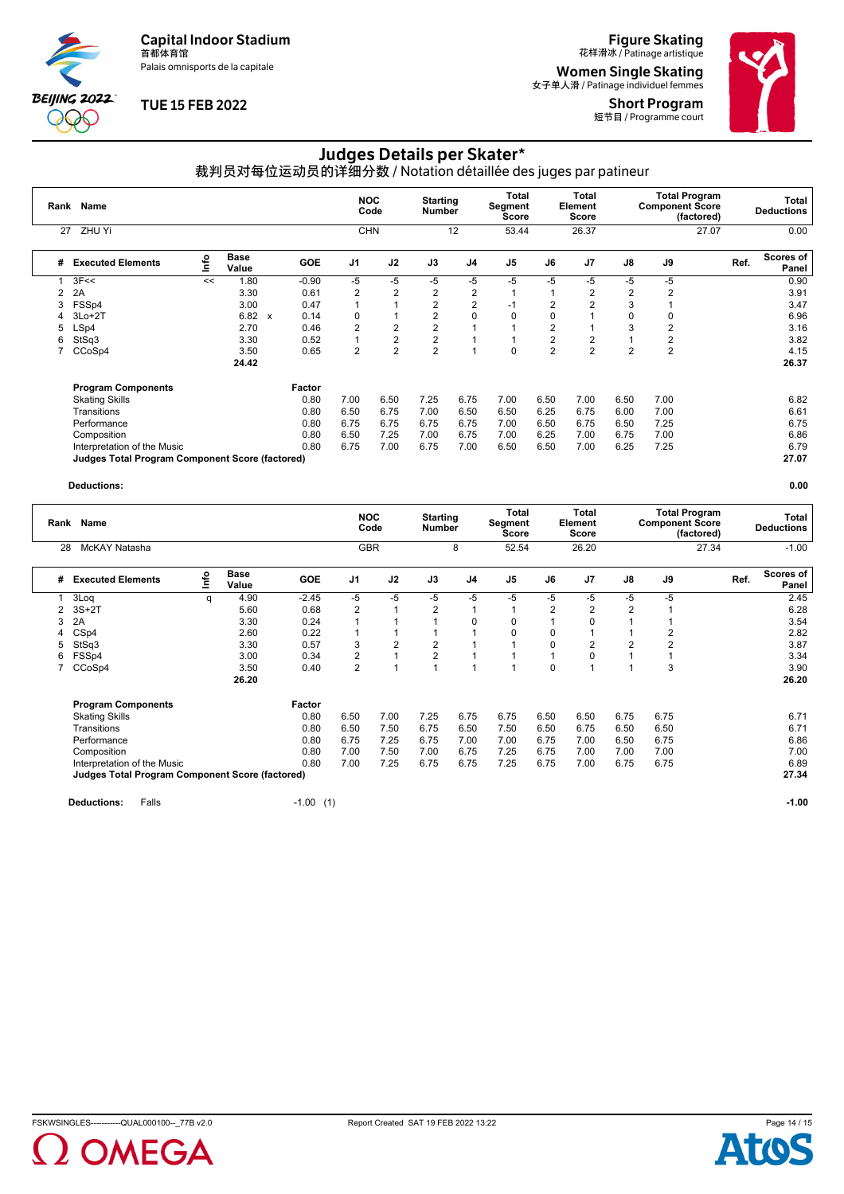Capital Indoor Stadium
首都体育馆
Palais omnisports de la capitale

TUE 15 FEB 2022

Figure Skating
花样滑冰 / Patinage artistique

Women Single Skating
女子单人滑 / Patinage individuel femmes

Short Program
短节目 / Programme court

# Judges Details per Skater*

## 裁判员对每位运动员的详细分数 / Notation détaillée des juges par patineur

| Rank | Name | NOC Code | Starting Number | Total Segment Score | Total Element Score | Total Program Component Score (factored) | Total Deductions |
|---|---|---|---|---|---|---|---|
| 27 | ZHU Yi | CHN | 12 | 53.44 | 26.37 | 27.07 | 0.00 |

| # | Executed Elements | Info | Base Value | | GOE | J1 | J2 | J3 | J4 | J5 | J6 | J7 | J8 | J9 | Ref. | Scores of Panel |
|---|---|---|---|---|---|---|---|---|---|---|---|---|---|---|---|---|
| 1 | 3F<< | << | 1.80 | | -0.90 | -5 | -5 | -5 | -5 | -5 | -5 | -5 | -5 | -5 | | 0.90 |
| 2 | 2A | | 3.30 | | 0.61 | 2 | 2 | 2 | 2 | 1 | 1 | 2 | 2 | 2 | | 3.91 |
| 3 | FSSp4 | | 3.00 | | 0.47 | 1 | 1 | 2 | 2 | -1 | 2 | 2 | 3 | 1 | | 3.47 |
| 4 | 3Lo+2T | | 6.82 | x | 0.14 | 0 | 1 | 2 | 0 | 0 | 0 | 1 | 0 | 0 | | 6.96 |
| 5 | LSp4 | | 2.70 | | 0.46 | 2 | 2 | 2 | 1 | 1 | 2 | 1 | 3 | 2 | | 3.16 |
| 6 | StSq3 | | 3.30 | | 0.52 | 1 | 2 | 2 | 1 | 1 | 2 | 2 | 1 | 2 | | 3.82 |
| 7 | CCoSp4 | | 3.50 | | 0.65 | 2 | 2 | 2 | 1 | 0 | 2 | 2 | 2 | 2 | | 4.15 |
| | | | 24.42 | | | | | | | | | | | | | 26.37 |

| Program Components | Factor | J1 | J2 | J3 | J4 | J5 | J6 | J7 | J8 | J9 | | Scores of Panel |
|---|---|---|---|---|---|---|---|---|---|---|---|---|
| Skating Skills | 0.80 | 7.00 | 6.50 | 7.25 | 6.75 | 7.00 | 6.50 | 7.00 | 6.50 | 7.00 | | 6.82 |
| Transitions | 0.80 | 6.50 | 6.75 | 7.00 | 6.50 | 6.50 | 6.25 | 6.75 | 6.00 | 7.00 | | 6.61 |
| Performance | 0.80 | 6.75 | 6.75 | 6.75 | 6.75 | 6.75 | 6.50 | 6.75 | 6.50 | 7.25 | | 6.75 |
| Composition | 0.80 | 6.50 | 7.25 | 7.00 | 6.75 | 7.00 | 6.25 | 7.00 | 6.75 | 7.00 | | 6.86 |
| Interpretation of the Music | 0.80 | 6.75 | 7.00 | 6.75 | 7.00 | 6.50 | 6.50 | 7.00 | 6.25 | 7.25 | | 6.79 |
| **Judges Total Program Component Score (factored)** | | | | | | | | | | | | **27.07** |

**Deductions:** **0.00**

| Rank | Name | NOC Code | Starting Number | Total Segment Score | Total Element Score | Total Program Component Score (factored) | Total Deductions |
|---|---|---|---|---|---|---|---|
| 28 | McKAY Natasha | GBR | 8 | 52.54 | 26.20 | 27.34 | -1.00 |

| # | Executed Elements | Info | Base Value | | GOE | J1 | J2 | J3 | J4 | J5 | J6 | J7 | J8 | J9 | Ref. | Scores of Panel |
|---|---|---|---|---|---|---|---|---|---|---|---|---|---|---|---|---|
| 1 | 3Loq | q | 4.90 | | -2.45 | -5 | -5 | -5 | -5 | -5 | -5 | -5 | -5 | -5 | | 2.45 |
| 2 | 3S+2T | | 5.60 | | 0.68 | 2 | 1 | 2 | 1 | 1 | 2 | 2 | 2 | 1 | | 6.28 |
| 3 | 2A | | 3.30 | | 0.24 | 1 | 1 | 1 | 0 | 0 | 1 | 0 | 1 | 1 | | 3.54 |
| 4 | CSp4 | | 2.60 | | 0.22 | 1 | 1 | 1 | 1 | 0 | 0 | 1 | 1 | 2 | | 2.82 |
| 5 | StSq3 | | 3.30 | | 0.57 | 3 | 2 | 2 | 1 | 1 | 0 | 2 | 2 | 2 | | 3.87 |
| 6 | FSSp4 | | 3.00 | | 0.34 | 2 | 1 | 2 | 1 | 1 | 1 | 0 | 1 | 1 | | 3.34 |
| 7 | CCoSp4 | | 3.50 | | 0.40 | 2 | 1 | 1 | 1 | 1 | 0 | 1 | 1 | 3 | | 3.90 |
| | | | 26.20 | | | | | | | | | | | | | 26.20 |

| Program Components | Factor | J1 | J2 | J3 | J4 | J5 | J6 | J7 | J8 | J9 | | Scores of Panel |
|---|---|---|---|---|---|---|---|---|---|---|---|---|
| Skating Skills | 0.80 | 6.50 | 7.00 | 7.25 | 6.75 | 6.75 | 6.50 | 6.50 | 6.75 | 6.75 | | 6.71 |
| Transitions | 0.80 | 6.50 | 7.50 | 6.75 | 6.50 | 7.50 | 6.50 | 6.75 | 6.50 | 6.50 | | 6.71 |
| Performance | 0.80 | 6.75 | 7.25 | 6.75 | 7.00 | 7.00 | 6.75 | 7.00 | 6.50 | 6.75 | | 6.86 |
| Composition | 0.80 | 7.00 | 7.50 | 7.00 | 6.75 | 7.25 | 6.75 | 7.00 | 7.00 | 7.00 | | 7.00 |
| Interpretation of the Music | 0.80 | 7.00 | 7.25 | 6.75 | 6.75 | 7.25 | 6.75 | 7.00 | 6.75 | 6.75 | | 6.89 |
| **Judges Total Program Component Score (factored)** | | | | | | | | | | | | **27.34** |

**Deductions:** Falls -1.00 (1) **-1.00**

FSKWSINGLES-----------QUAL000100--_77B v2.0 Report Created SAT 19 FEB 2022 13:22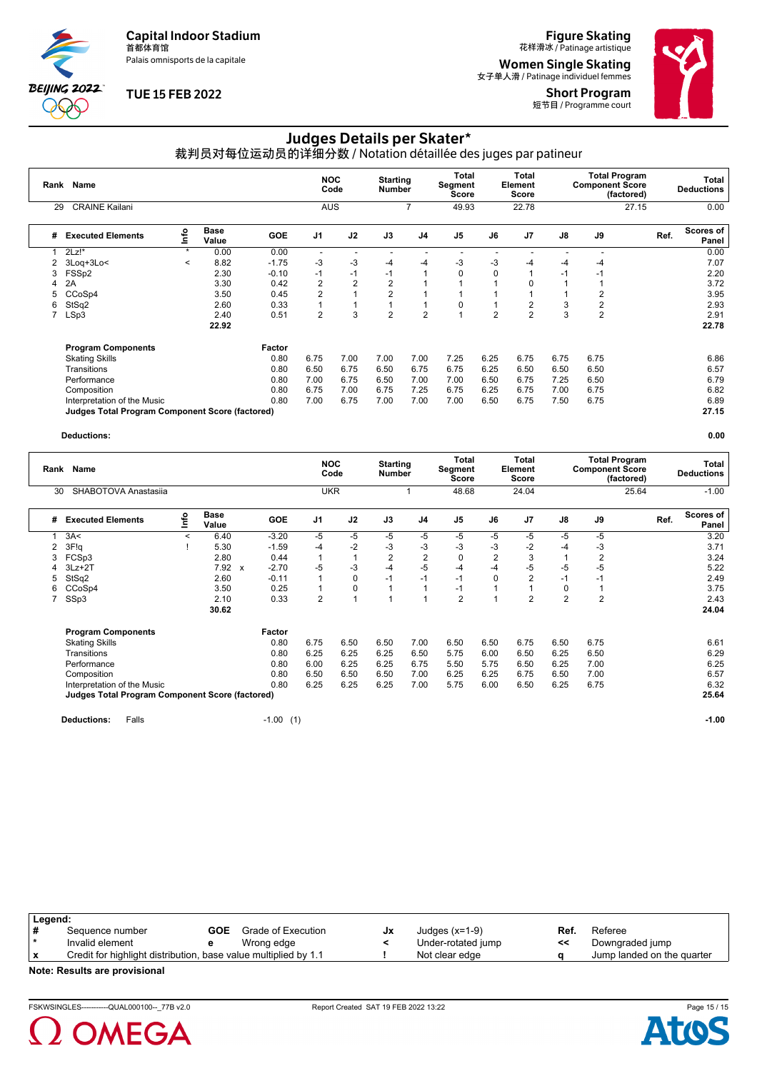Capital Indoor Stadium
首都体育馆
Palais omnisports de la capitale

TUE 15 FEB 2022

Figure Skating
花样滑冰 / Patinage artistique

Women Single Skating
女子单人滑 / Patinage individuel femmes

Short Program
短节目 / Programme court

# Judges Details per Skater*

裁判员对每位运动员的详细分数 / Notation détaillée des juges par patineur

| Rank | Name | NOC Code | Starting Number | Total Segment Score | Total Element Score | Total Program Component Score (factored) | Total Deductions |
|---|---|---|---|---|---|---|---|
| 29 | CRAINE Kailani | AUS | 7 | 49.93 | 22.78 | 27.15 | 0.00 |

| # | Executed Elements | Info | Base Value | | GOE | J1 | J2 | J3 | J4 | J5 | J6 | J7 | J8 | J9 | Ref. | Scores of Panel |
|---|---|---|---|---|---|---|---|---|---|---|---|---|---|---|---|---|
| 1 | 2Lz!* | * | 0.00 | | 0.00 | - | - | - | - | - | - | - | - | - | | 0.00 |
| 2 | 3Loq+3Lo< | < | 8.82 | | -1.75 | -3 | -3 | -4 | -4 | -3 | -3 | -4 | -4 | -4 | | 7.07 |
| 3 | FSSp2 | | 2.30 | | -0.10 | -1 | -1 | -1 | 1 | 0 | 0 | 1 | -1 | -1 | | 2.20 |
| 4 | 2A | | 3.30 | | 0.42 | 2 | 2 | 2 | 1 | 1 | 1 | 0 | 1 | 1 | | 3.72 |
| 5 | CCoSp4 | | 3.50 | | 0.45 | 2 | 1 | 2 | 1 | 1 | 1 | 1 | 1 | 2 | | 3.95 |
| 6 | StSq2 | | 2.60 | | 0.33 | 1 | 1 | 1 | 1 | 0 | 1 | 2 | 3 | 2 | | 2.93 |
| 7 | LSp3 | | 2.40 | | 0.51 | 2 | 3 | 2 | 2 | 1 | 2 | 2 | 3 | 2 | | 2.91 |
| | | | 22.92 | | | | | | | | | | | | | 22.78 |

| Program Components | Factor | J1 | J2 | J3 | J4 | J5 | J6 | J7 | J8 | J9 | Ref. | Scores of Panel |
|---|---|---|---|---|---|---|---|---|---|---|---|---|
| Skating Skills | 0.80 | 6.75 | 7.00 | 7.00 | 7.00 | 7.25 | 6.25 | 6.75 | 6.75 | 6.75 | | 6.86 |
| Transitions | 0.80 | 6.50 | 6.75 | 6.50 | 6.75 | 6.75 | 6.25 | 6.50 | 6.50 | 6.50 | | 6.57 |
| Performance | 0.80 | 7.00 | 6.75 | 6.50 | 7.00 | 7.00 | 6.50 | 6.75 | 7.25 | 6.50 | | 6.79 |
| Composition | 0.80 | 6.75 | 7.00 | 6.75 | 7.25 | 6.75 | 6.25 | 6.75 | 7.00 | 6.75 | | 6.82 |
| Interpretation of the Music | 0.80 | 7.00 | 6.75 | 7.00 | 7.00 | 7.00 | 6.50 | 6.75 | 7.50 | 6.75 | | 6.89 |
| **Judges Total Program Component Score (factored)** | | | | | | | | | | | | **27.15** |

**Deductions:** **0.00**

| Rank | Name | NOC Code | Starting Number | Total Segment Score | Total Element Score | Total Program Component Score (factored) | Total Deductions |
|---|---|---|---|---|---|---|---|
| 30 | SHABOTOVA Anastasiia | UKR | 1 | 48.68 | 24.04 | 25.64 | -1.00 |

| # | Executed Elements | Info | Base Value | | GOE | J1 | J2 | J3 | J4 | J5 | J6 | J7 | J8 | J9 | Ref. | Scores of Panel |
|---|---|---|---|---|---|---|---|---|---|---|---|---|---|---|---|---|
| 1 | 3A< | < | 6.40 | | -3.20 | -5 | -5 | -5 | -5 | -5 | -5 | -5 | -5 | -5 | | 3.20 |
| 2 | 3F!q | ! | 5.30 | | -1.59 | -4 | -2 | -3 | -3 | -3 | -3 | -2 | -4 | -3 | | 3.71 |
| 3 | FCSp3 | | 2.80 | | 0.44 | 1 | 1 | 2 | 2 | 0 | 2 | 3 | 1 | 2 | | 3.24 |
| 4 | 3Lz+2T | | 7.92 | x | -2.70 | -5 | -3 | -4 | -5 | -4 | -4 | -5 | -5 | -5 | | 5.22 |
| 5 | StSq2 | | 2.60 | | -0.11 | 1 | 0 | -1 | -1 | -1 | 0 | 2 | -1 | -1 | | 2.49 |
| 6 | CCoSp4 | | 3.50 | | 0.25 | 1 | 0 | 1 | 1 | -1 | 1 | 1 | 0 | 1 | | 3.75 |
| 7 | SSp3 | | 2.10 | | 0.33 | 2 | 1 | 1 | 1 | 2 | 1 | 2 | 2 | 2 | | 2.43 |
| | | | 30.62 | | | | | | | | | | | | | 24.04 |

| Program Components | Factor | J1 | J2 | J3 | J4 | J5 | J6 | J7 | J8 | J9 | Ref. | Scores of Panel |
|---|---|---|---|---|---|---|---|---|---|---|---|---|
| Skating Skills | 0.80 | 6.75 | 6.50 | 6.50 | 7.00 | 6.50 | 6.50 | 6.75 | 6.50 | 6.75 | | 6.61 |
| Transitions | 0.80 | 6.25 | 6.25 | 6.25 | 6.50 | 5.75 | 6.00 | 6.50 | 6.25 | 6.50 | | 6.29 |
| Performance | 0.80 | 6.00 | 6.25 | 6.25 | 6.75 | 5.50 | 5.75 | 6.50 | 6.25 | 7.00 | | 6.25 |
| Composition | 0.80 | 6.50 | 6.50 | 6.50 | 7.00 | 6.25 | 6.25 | 6.75 | 6.50 | 7.00 | | 6.57 |
| Interpretation of the Music | 0.80 | 6.25 | 6.25 | 6.25 | 7.00 | 5.75 | 6.00 | 6.50 | 6.25 | 6.75 | | 6.32 |
| **Judges Total Program Component Score (factored)** | | | | | | | | | | | | **25.64** |

**Deductions:** Falls -1.00 (1) **-1.00**

| Legend: | | | | | | | |
|---|---|---|---|---|---|---|---|
| # | Sequence number | GOE | Grade of Execution | Jx | Judges (x=1-9) | Ref. | Referee |
| * | Invalid element | e | Wrong edge | < | Under-rotated jump | << | Downgraded jump |
| x | Credit for highlight distribution, base value multiplied by 1.1 | | | ! | Not clear edge | q | Jump landed on the quarter |

**Note: Results are provisional**

FSKWSINGLES-----------QUAL000100--_77B v2.0 Report Created SAT 19 FEB 2022 13:22